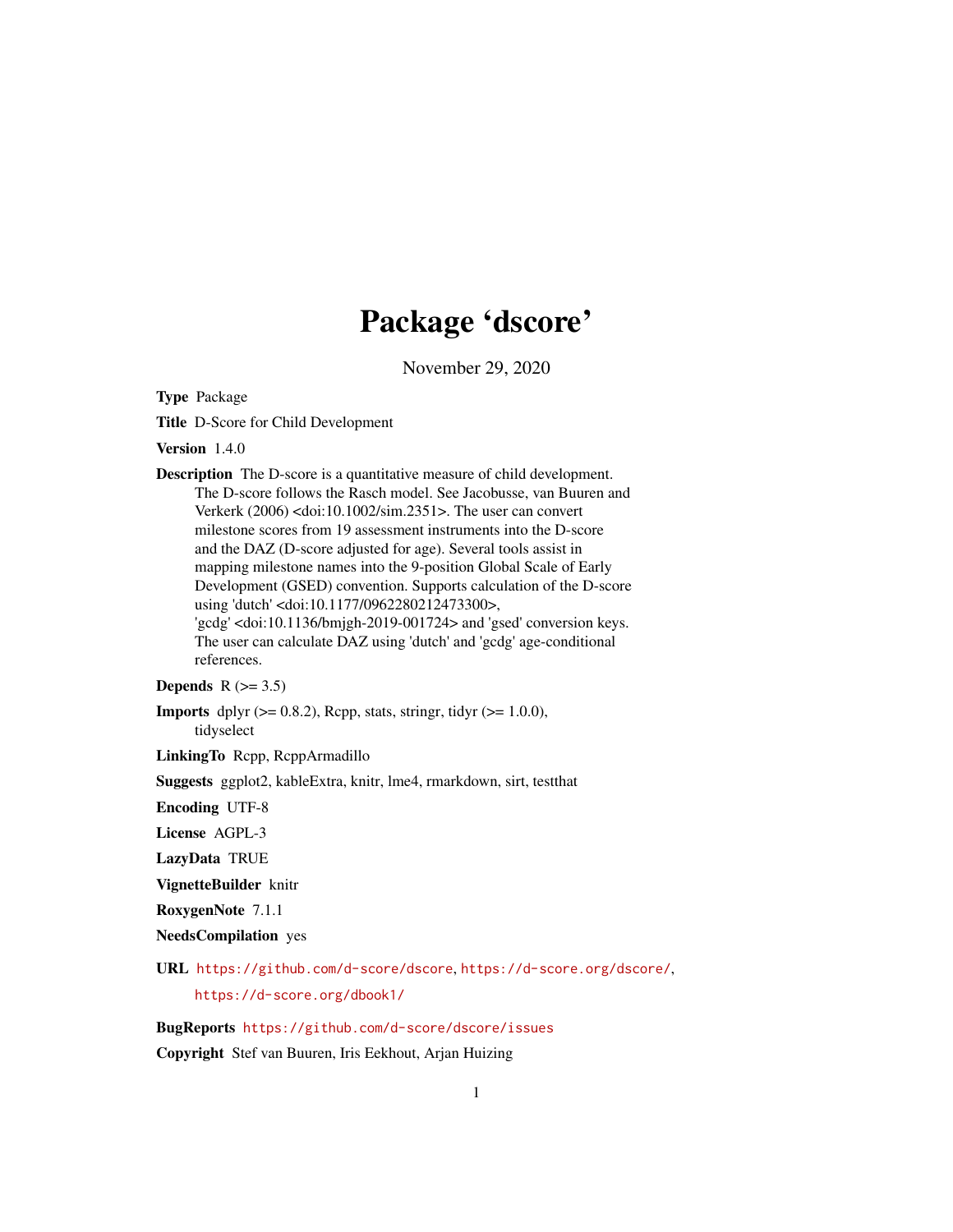# Package 'dscore'

November 29, 2020

**Type** Package

**Title** D-Score for Child Development

**Version** 1.4.0

**Description** The D-score is a quantitative measure of child development. The D-score follows the Rasch model. See Jacobusse, van Buuren and Verkerk (2006) <doi:10.1002/sim.2351>. The user can convert milestone scores from 19 assessment instruments into the D-score and the DAZ (D-score adjusted for age). Several tools assist in mapping milestone names into the 9-position Global Scale of Early Development (GSED) convention. Supports calculation of the D-score using 'dutch' <doi:10.1177/0962280212473300>, 'gcdg' <doi:10.1136/bmjgh-2019-001724> and 'gsed' conversion keys. The user can calculate DAZ using 'dutch' and 'gcdg' age-conditional references.

**Depends** R (>= 3.5)

**Imports** dplyr (>= 0.8.2), Rcpp, stats, stringr, tidyr (>= 1.0.0), tidyselect

**LinkingTo** Rcpp, RcppArmadillo

**Suggests** ggplot2, kableExtra, knitr, lme4, rmarkdown, sirt, testthat

**Encoding** UTF-8

**License** AGPL-3

**LazyData** TRUE

**VignetteBuilder** knitr

**RoxygenNote** 7.1.1

**NeedsCompilation** yes

**URL** https://github.com/d-score/dscore, https://d-score.org/dscore/, https://d-score.org/dbook1/

**BugReports** https://github.com/d-score/dscore/issues

**Copyright** Stef van Buuren, Iris Eekhout, Arjan Huizing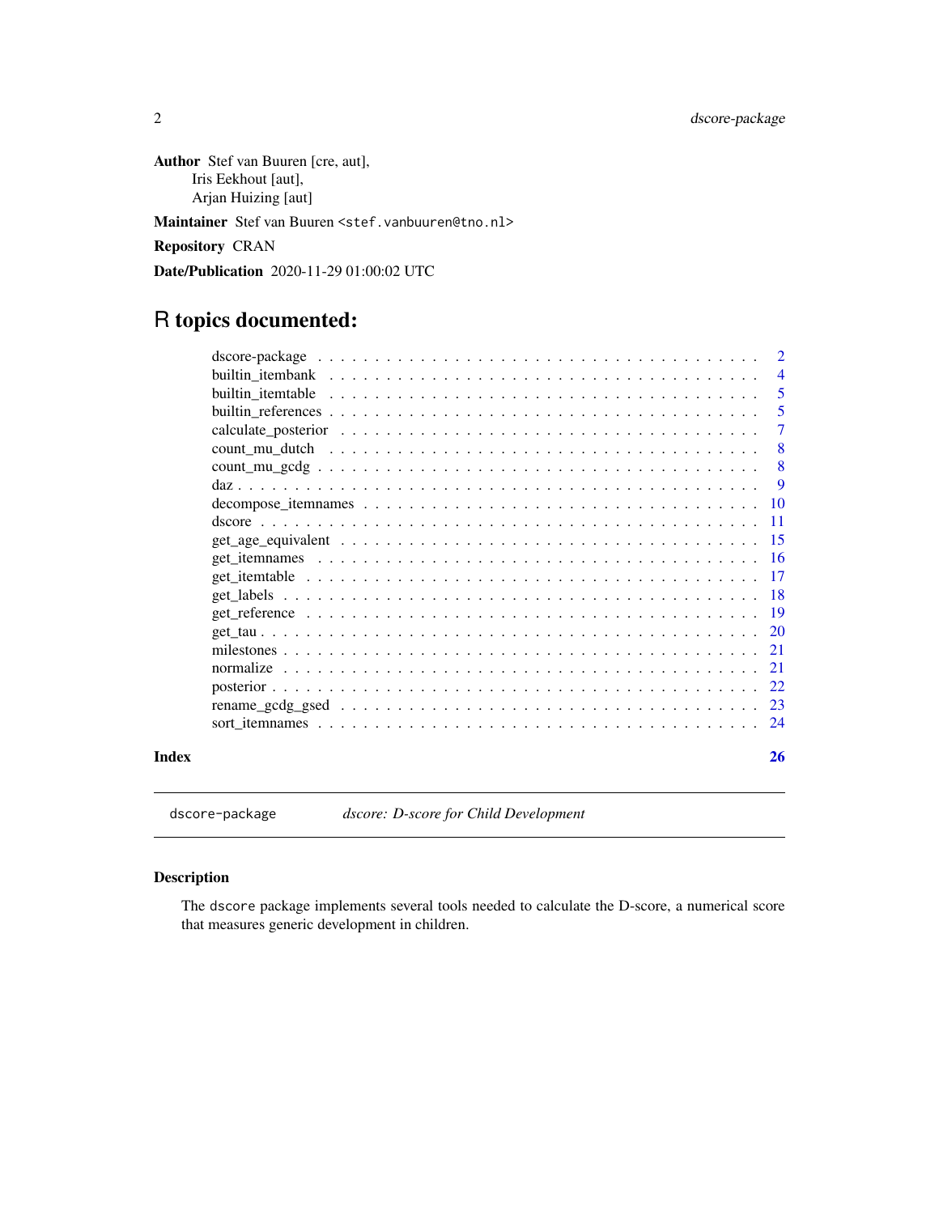**Author** Stef van Buuren [cre, aut],
Iris Eekhout [aut],
Arjan Huizing [aut]

**Maintainer** Stef van Buuren <stef.vanbuuren@tno.nl>

**Repository** CRAN

**Date/Publication** 2020-11-29 01:00:02 UTC

# R topics documented:

| | |
|---|---|
| dscore-package | 2 |
| builtin_itembank | 4 |
| builtin_itemtable | 5 |
| builtin_references | 5 |
| calculate_posterior | 7 |
| count_mu_dutch | 8 |
| count_mu_gcdg | 8 |
| daz | 9 |
| decompose_itemnames | 10 |
| dscore | 11 |
| get_age_equivalent | 15 |
| get_itemnames | 16 |
| get_itemtable | 17 |
| get_labels | 18 |
| get_reference | 19 |
| get_tau | 20 |
| milestones | 21 |
| normalize | 21 |
| posterior | 22 |
| rename_gcdg_gsed | 23 |
| sort_itemnames | 24 |
| **Index** | **26** |

---

`dscore-package` *dscore: D-score for Child Development*

---

### Description

The `dscore` package implements several tools needed to calculate the D-score, a numerical score that measures generic development in children.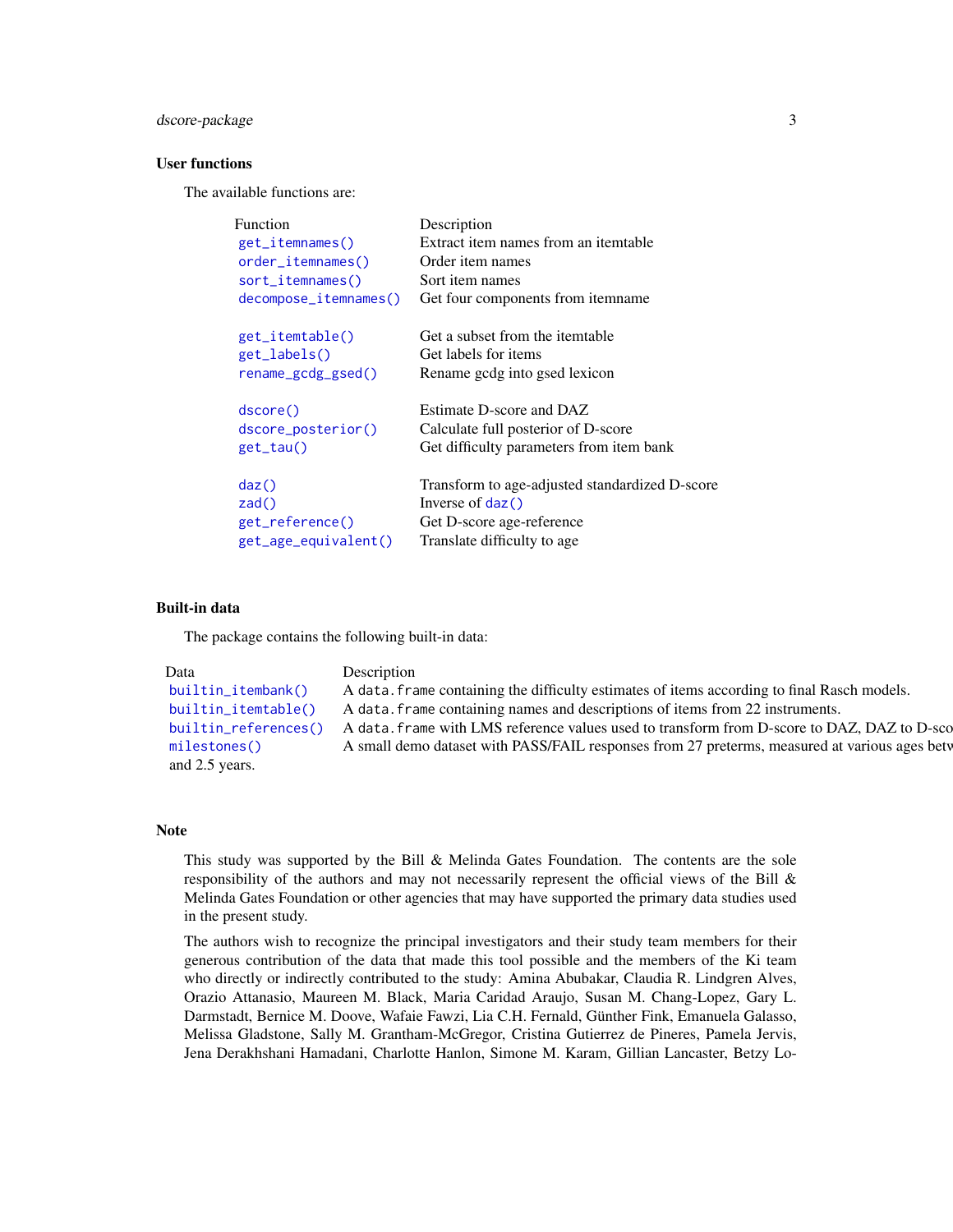### User functions

The available functions are:

| Function | Description |
|---|---|
| `get_itemnames()` | Extract item names from an itemtable |
| `order_itemnames()` | Order item names |
| `sort_itemnames()` | Sort item names |
| `decompose_itemnames()` | Get four components from itemname |
| | |
| `get_itemtable()` | Get a subset from the itemtable |
| `get_labels()` | Get labels for items |
| `rename_gcdg_gsed()` | Rename gcdg into gsed lexicon |
| | |
| `dscore()` | Estimate D-score and DAZ |
| `dscore_posterior()` | Calculate full posterior of D-score |
| `get_tau()` | Get difficulty parameters from item bank |
| | |
| `daz()` | Transform to age-adjusted standardized D-score |
| `zad()` | Inverse of `daz()` |
| `get_reference()` | Get D-score age-reference |
| `get_age_equivalent()` | Translate difficulty to age |

### Built-in data

The package contains the following built-in data:

| Data | Description |
|---|---|
| `builtin_itembank()` | A `data.frame` containing the difficulty estimates of items according to final Rasch models. |
| `builtin_itemtable()` | A `data.frame` containing names and descriptions of items from 22 instruments. |
| `builtin_references()` | A `data.frame` with LMS reference values used to transform from D-score to DAZ, DAZ to D-sco |
| `milestones()` | A small demo dataset with PASS/FAIL responses from 27 preterms, measured at various ages betw |

and 2.5 years.

### Note

This study was supported by the Bill & Melinda Gates Foundation. The contents are the sole responsibility of the authors and may not necessarily represent the official views of the Bill & Melinda Gates Foundation or other agencies that may have supported the primary data studies used in the present study.

The authors wish to recognize the principal investigators and their study team members for their generous contribution of the data that made this tool possible and the members of the Ki team who directly or indirectly contributed to the study: Amina Abubakar, Claudia R. Lindgren Alves, Orazio Attanasio, Maureen M. Black, Maria Caridad Araujo, Susan M. Chang-Lopez, Gary L. Darmstadt, Bernice M. Doove, Wafaie Fawzi, Lia C.H. Fernald, Günther Fink, Emanuela Galasso, Melissa Gladstone, Sally M. Grantham-McGregor, Cristina Gutierrez de Pineres, Pamela Jervis, Jena Derakhshani Hamadani, Charlotte Hanlon, Simone M. Karam, Gillian Lancaster, Betzy Lo-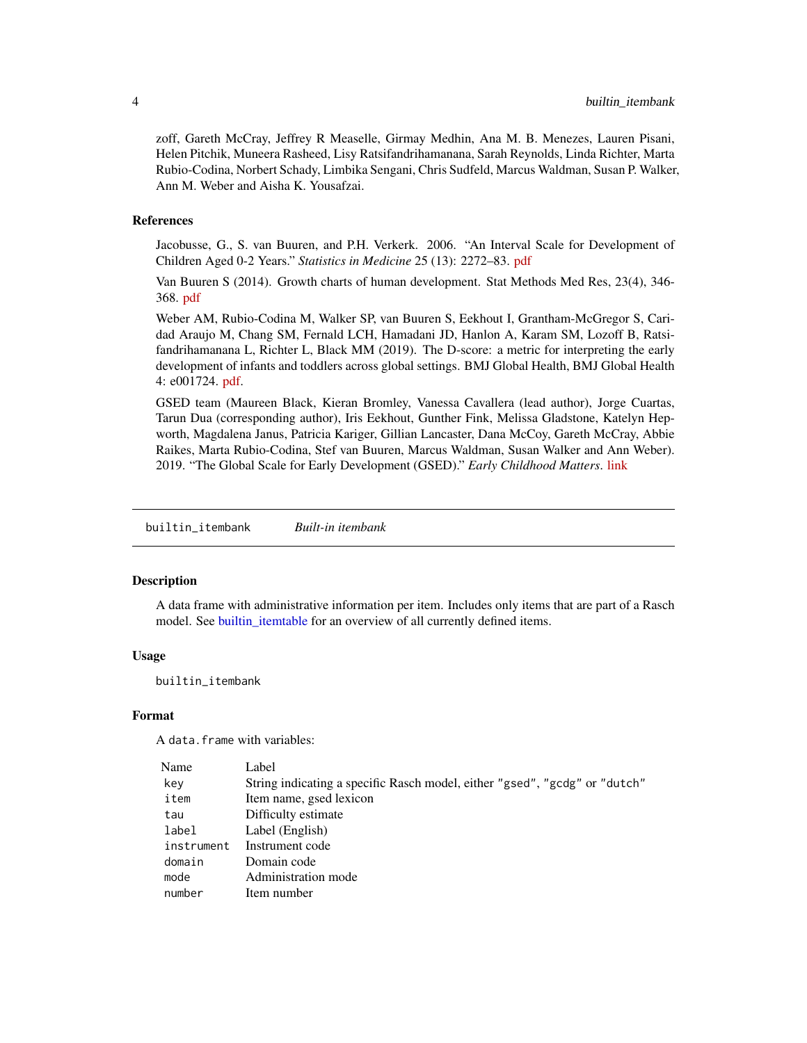zoff, Gareth McCray, Jeffrey R Measelle, Girmay Medhin, Ana M. B. Menezes, Lauren Pisani, Helen Pitchik, Muneera Rasheed, Lisy Ratsifandrihamanana, Sarah Reynolds, Linda Richter, Marta Rubio-Codina, Norbert Schady, Limbika Sengani, Chris Sudfeld, Marcus Waldman, Susan P. Walker, Ann M. Weber and Aisha K. Yousafzai.

### References

Jacobusse, G., S. van Buuren, and P.H. Verkerk. 2006. "An Interval Scale for Development of Children Aged 0-2 Years." *Statistics in Medicine* 25 (13): 2272–83. pdf

Van Buuren S (2014). Growth charts of human development. Stat Methods Med Res, 23(4), 346-368. pdf

Weber AM, Rubio-Codina M, Walker SP, van Buuren S, Eekhout I, Grantham-McGregor S, Caridad Araujo M, Chang SM, Fernald LCH, Hamadani JD, Hanlon A, Karam SM, Lozoff B, Ratsifandrihamanana L, Richter L, Black MM (2019). The D-score: a metric for interpreting the early development of infants and toddlers across global settings. BMJ Global Health, BMJ Global Health 4: e001724. pdf.

GSED team (Maureen Black, Kieran Bromley, Vanessa Cavallera (lead author), Jorge Cuartas, Tarun Dua (corresponding author), Iris Eekhout, Gunther Fink, Melissa Gladstone, Katelyn Hepworth, Magdalena Janus, Patricia Kariger, Gillian Lancaster, Dana McCoy, Gareth McCray, Abbie Raikes, Marta Rubio-Codina, Stef van Buuren, Marcus Waldman, Susan Walker and Ann Weber). 2019. "The Global Scale for Early Development (GSED)." *Early Childhood Matters*. link

---

## builtin_itembank *Built-in itembank*

### Description

A data frame with administrative information per item. Includes only items that are part of a Rasch model. See builtin_itemtable for an overview of all currently defined items.

### Usage

```
builtin_itembank
```

### Format

A `data.frame` with variables:

| Name | Label |
|---|---|
| `key` | String indicating a specific Rasch model, either `"gsed"`, `"gcdg"` or `"dutch"` |
| `item` | Item name, gsed lexicon |
| `tau` | Difficulty estimate |
| `label` | Label (English) |
| `instrument` | Instrument code |
| `domain` | Domain code |
| `mode` | Administration mode |
| `number` | Item number |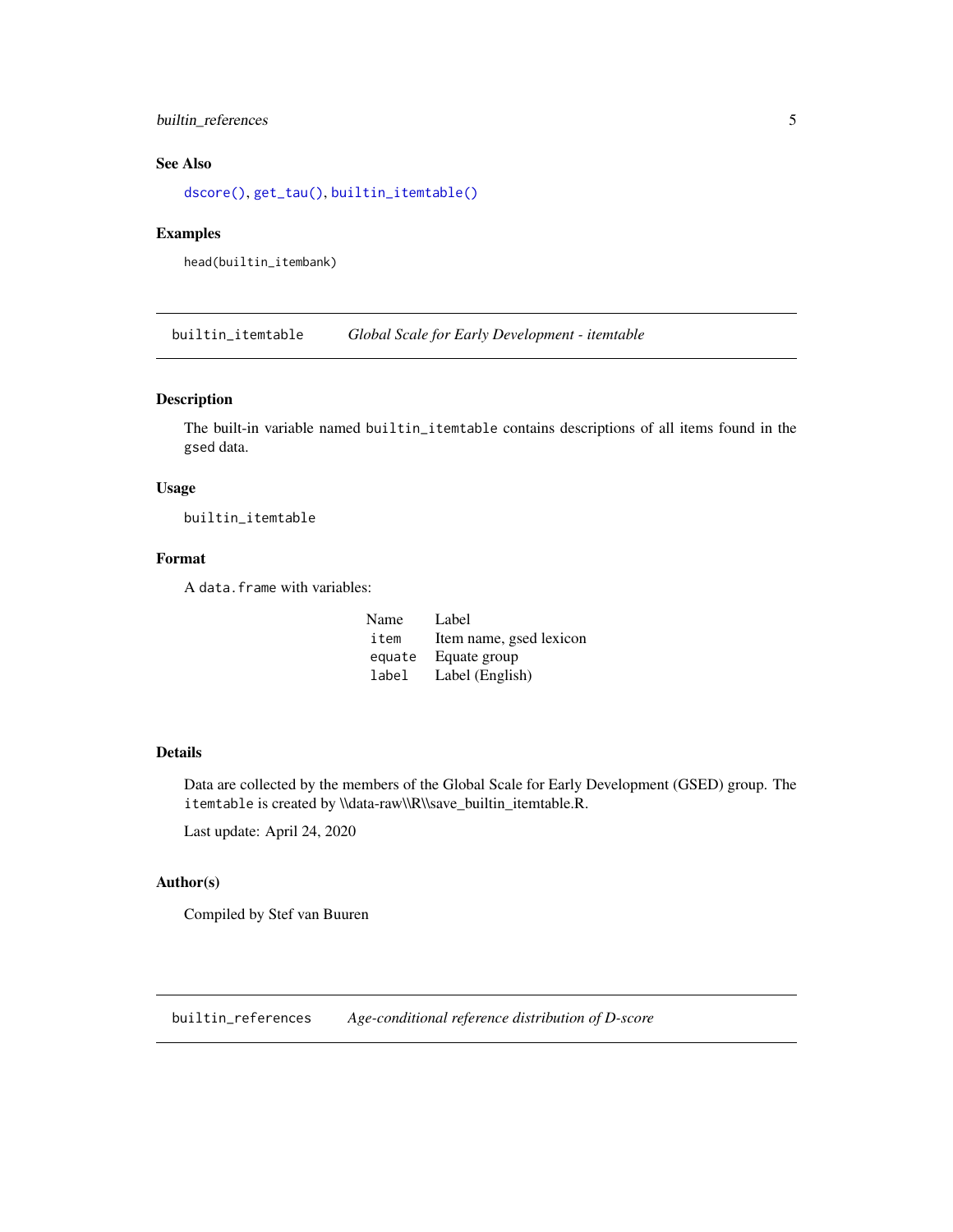## See Also

`dscore()`, `get_tau()`, `builtin_itemtable()`

## Examples

```
head(builtin_itembank)
```

---

# builtin_itemtable *Global Scale for Early Development - itemtable*

---

## Description

The built-in variable named `builtin_itemtable` contains descriptions of all items found in the `gsed` data.

## Usage

```
builtin_itemtable
```

## Format

A `data.frame` with variables:

| Name | Label |
|---|---|
| `item` | Item name, gsed lexicon |
| `equate` | Equate group |
| `label` | Label (English) |

## Details

Data are collected by the members of the Global Scale for Early Development (GSED) group. The `itemtable` is created by \\data-raw\\R\\save_builtin_itemtable.R.

Last update: April 24, 2020

## Author(s)

Compiled by Stef van Buuren

---

# builtin_references *Age-conditional reference distribution of D-score*

---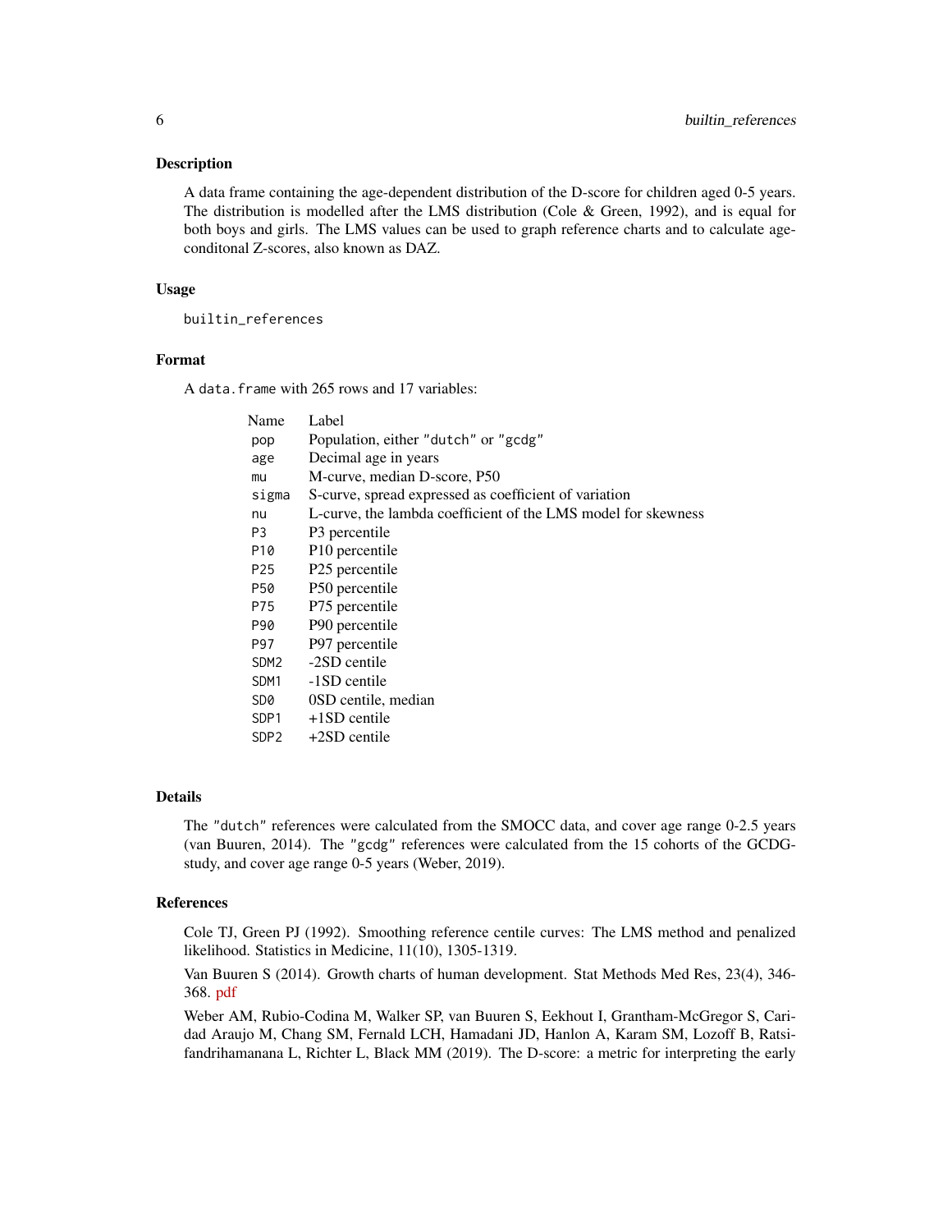## Description

A data frame containing the age-dependent distribution of the D-score for children aged 0-5 years. The distribution is modelled after the LMS distribution (Cole & Green, 1992), and is equal for both boys and girls. The LMS values can be used to graph reference charts and to calculate age-conditonal Z-scores, also known as DAZ.

## Usage

```
builtin_references
```

## Format

A `data.frame` with 265 rows and 17 variables:

| Name | Label |
|---|---|
| `pop` | Population, either `"dutch"` or `"gcdg"` |
| `age` | Decimal age in years |
| `mu` | M-curve, median D-score, P50 |
| `sigma` | S-curve, spread expressed as coefficient of variation |
| `nu` | L-curve, the lambda coefficient of the LMS model for skewness |
| `P3` | P3 percentile |
| `P10` | P10 percentile |
| `P25` | P25 percentile |
| `P50` | P50 percentile |
| `P75` | P75 percentile |
| `P90` | P90 percentile |
| `P97` | P97 percentile |
| `SDM2` | -2SD centile |
| `SDM1` | -1SD centile |
| `SD0` | 0SD centile, median |
| `SDP1` | +1SD centile |
| `SDP2` | +2SD centile |

## Details

The `"dutch"` references were calculated from the SMOCC data, and cover age range 0-2.5 years (van Buuren, 2014). The `"gcdg"` references were calculated from the 15 cohorts of the GCDG-study, and cover age range 0-5 years (Weber, 2019).

## References

Cole TJ, Green PJ (1992). Smoothing reference centile curves: The LMS method and penalized likelihood. Statistics in Medicine, 11(10), 1305-1319.

Van Buuren S (2014). Growth charts of human development. Stat Methods Med Res, 23(4), 346-368. pdf

Weber AM, Rubio-Codina M, Walker SP, van Buuren S, Eekhout I, Grantham-McGregor S, Caridad Araujo M, Chang SM, Fernald LCH, Hamadani JD, Hanlon A, Karam SM, Lozoff B, Ratsifandrihamanana L, Richter L, Black MM (2019). The D-score: a metric for interpreting the early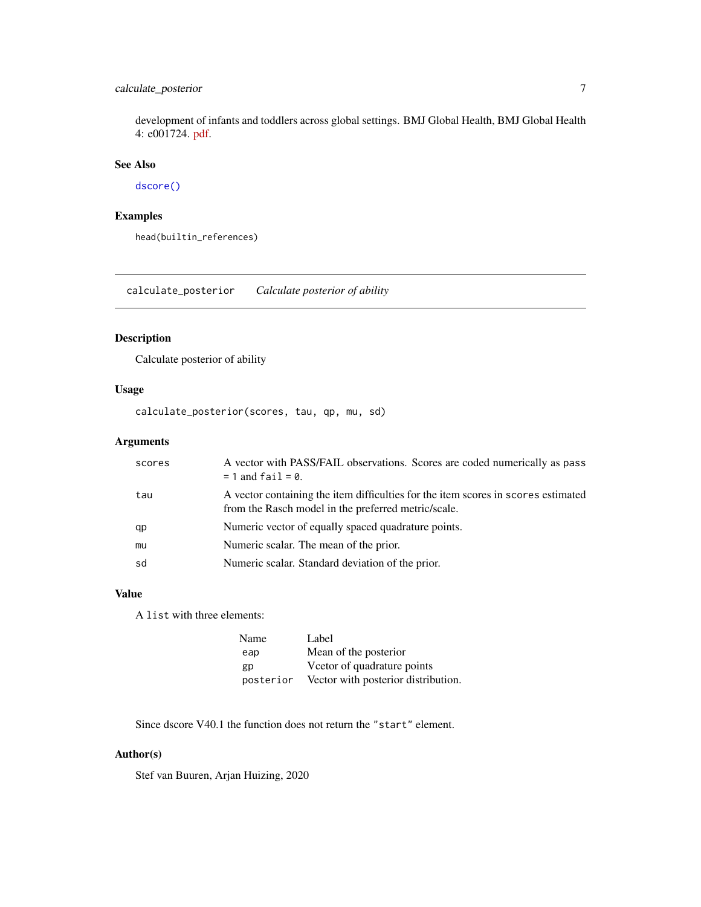development of infants and toddlers across global settings. BMJ Global Health, BMJ Global Health 4: e001724. pdf.

### See Also

`dscore()`

### Examples

```
head(builtin_references)
```

---

## calculate_posterior    *Calculate posterior of ability*

---

### Description

Calculate posterior of ability

### Usage

```
calculate_posterior(scores, tau, qp, mu, sd)
```

### Arguments

| | |
|---|---|
| `scores` | A vector with PASS/FAIL observations. Scores are coded numerically as `pass = 1` and `fail = 0`. |
| `tau` | A vector containing the item difficulties for the item scores in `scores` estimated from the Rasch model in the preferred metric/scale. |
| `qp` | Numeric vector of equally spaced quadrature points. |
| `mu` | Numeric scalar. The mean of the prior. |
| `sd` | Numeric scalar. Standard deviation of the prior. |

### Value

A `list` with three elements:

| Name | Label |
|---|---|
| `eap` | Mean of the posterior |
| `gp` | Vcetor of quadrature points |
| `posterior` | Vector with posterior distribution. |

Since dscore V40.1 the function does not return the `"start"` element.

### Author(s)

Stef van Buuren, Arjan Huizing, 2020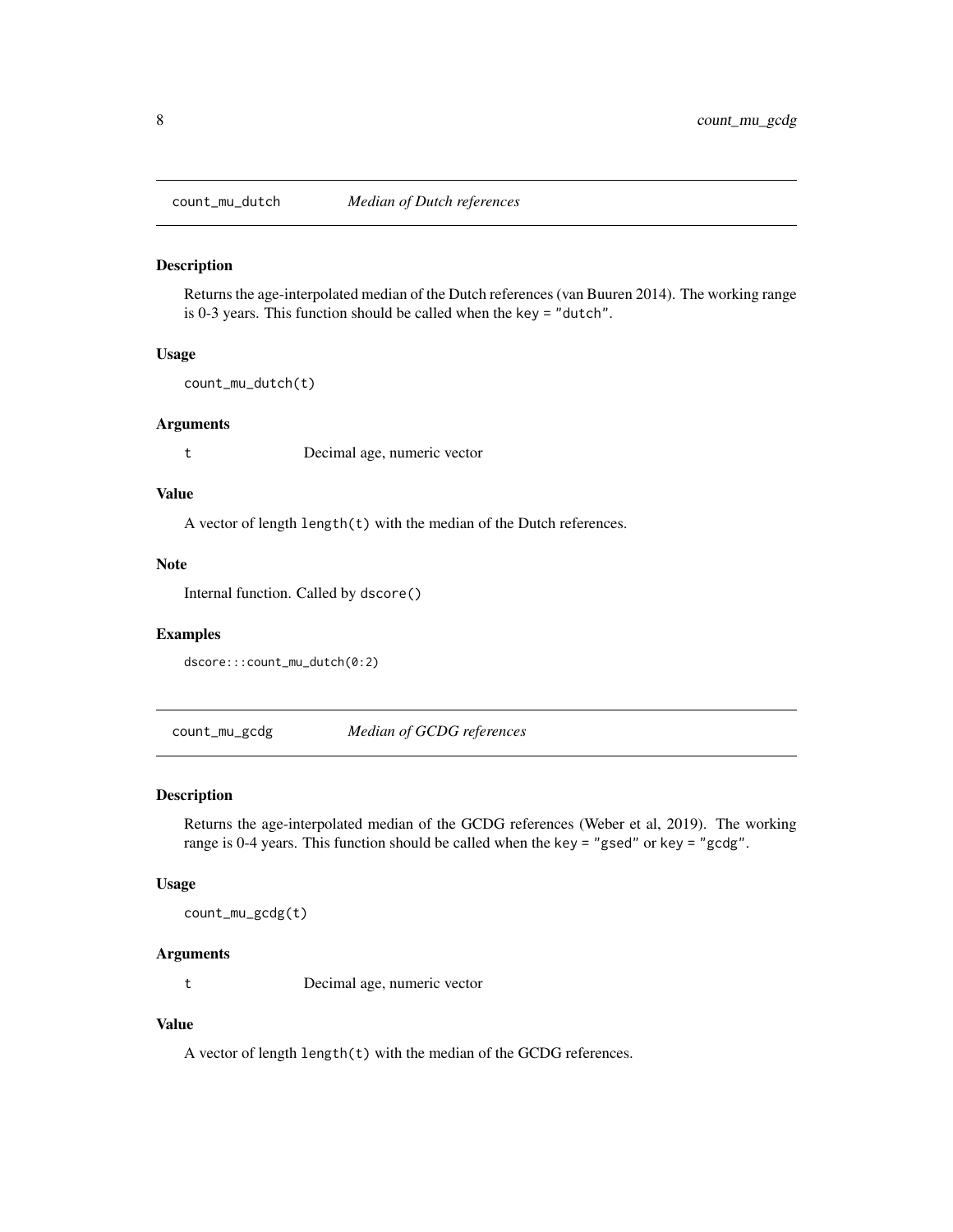## count_mu_dutch — *Median of Dutch references*

### Description

Returns the age-interpolated median of the Dutch references (van Buuren 2014). The working range is 0-3 years. This function should be called when the `key = "dutch"`.

### Usage

```
count_mu_dutch(t)
```

### Arguments

| | |
|---|---|
| t | Decimal age, numeric vector |

### Value

A vector of length `length(t)` with the median of the Dutch references.

### Note

Internal function. Called by `dscore()`

### Examples

```
dscore:::count_mu_dutch(0:2)
```

## count_mu_gcdg — *Median of GCDG references*

### Description

Returns the age-interpolated median of the GCDG references (Weber et al, 2019). The working range is 0-4 years. This function should be called when the `key = "gsed"` or `key = "gcdg"`.

### Usage

```
count_mu_gcdg(t)
```

### Arguments

| | |
|---|---|
| t | Decimal age, numeric vector |

### Value

A vector of length `length(t)` with the median of the GCDG references.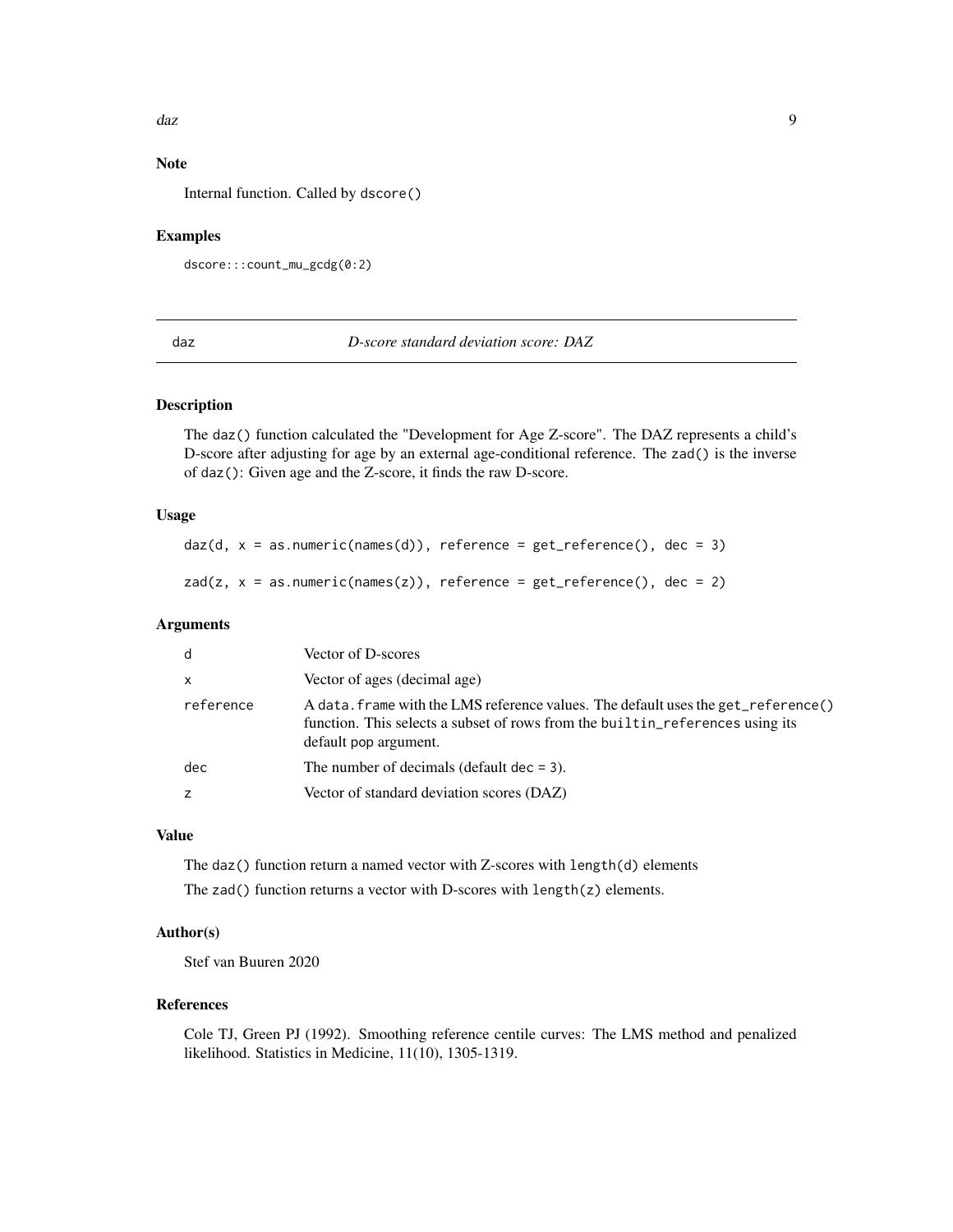### Note

Internal function. Called by `dscore()`

### Examples

```
dscore:::count_mu_gcdg(0:2)
```

---

## daz — *D-score standard deviation score: DAZ*

### Description

The `daz()` function calculated the "Development for Age Z-score". The DAZ represents a child's D-score after adjusting for age by an external age-conditional reference. The `zad()` is the inverse of `daz()`: Given age and the Z-score, it finds the raw D-score.

### Usage

```
daz(d, x = as.numeric(names(d)), reference = get_reference(), dec = 3)

zad(z, x = as.numeric(names(z)), reference = get_reference(), dec = 2)
```

### Arguments

| | |
|---|---|
| `d` | Vector of D-scores |
| `x` | Vector of ages (decimal age) |
| `reference` | A `data.frame` with the LMS reference values. The default uses the `get_reference()` function. This selects a subset of rows from the `builtin_references` using its default pop argument. |
| `dec` | The number of decimals (default `dec = 3`). |
| `z` | Vector of standard deviation scores (DAZ) |

### Value

The `daz()` function return a named vector with Z-scores with `length(d)` elements

The `zad()` function returns a vector with D-scores with `length(z)` elements.

### Author(s)

Stef van Buuren 2020

### References

Cole TJ, Green PJ (1992). Smoothing reference centile curves: The LMS method and penalized likelihood. Statistics in Medicine, 11(10), 1305-1319.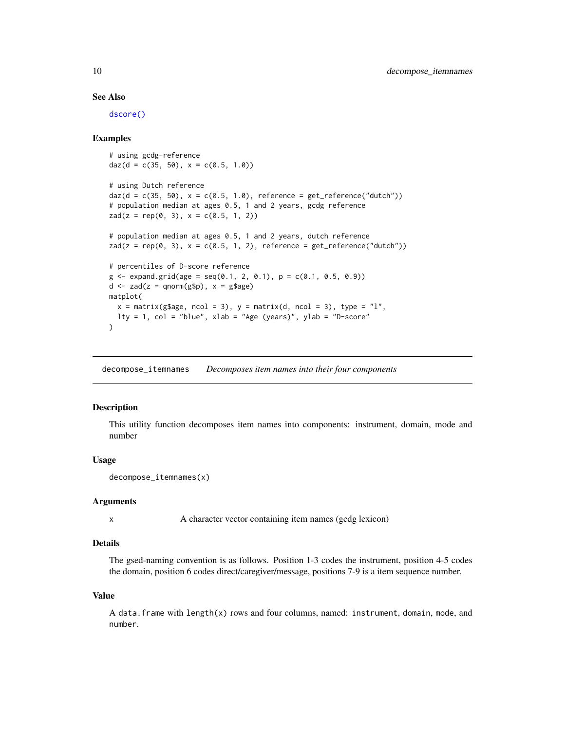### See Also

`dscore()`

### Examples

```
# using gcdg-reference
daz(d = c(35, 50), x = c(0.5, 1.0))

# using Dutch reference
daz(d = c(35, 50), x = c(0.5, 1.0), reference = get_reference("dutch"))
# population median at ages 0.5, 1 and 2 years, gcdg reference
zad(z = rep(0, 3), x = c(0.5, 1, 2))

# population median at ages 0.5, 1 and 2 years, dutch reference
zad(z = rep(0, 3), x = c(0.5, 1, 2), reference = get_reference("dutch"))

# percentiles of D-score reference
g <- expand.grid(age = seq(0.1, 2, 0.1), p = c(0.1, 0.5, 0.9))
d <- zad(z = qnorm(g$p), x = g$age)
matplot(
  x = matrix(g$age, ncol = 3), y = matrix(d, ncol = 3), type = "l",
  lty = 1, col = "blue", xlab = "Age (years)", ylab = "D-score"
)
```

---

## decompose_itemnames    *Decomposes item names into their four components*

### Description

This utility function decomposes item names into components: instrument, domain, mode and number

### Usage

```
decompose_itemnames(x)
```

### Arguments

| | |
|---|---|
| x | A character vector containing item names (gcdg lexicon) |

### Details

The gsed-naming convention is as follows. Position 1-3 codes the instrument, position 4-5 codes the domain, position 6 codes direct/caregiver/message, positions 7-9 is a item sequence number.

### Value

A `data.frame` with `length(x)` rows and four columns, named: `instrument`, `domain`, `mode`, and `number`.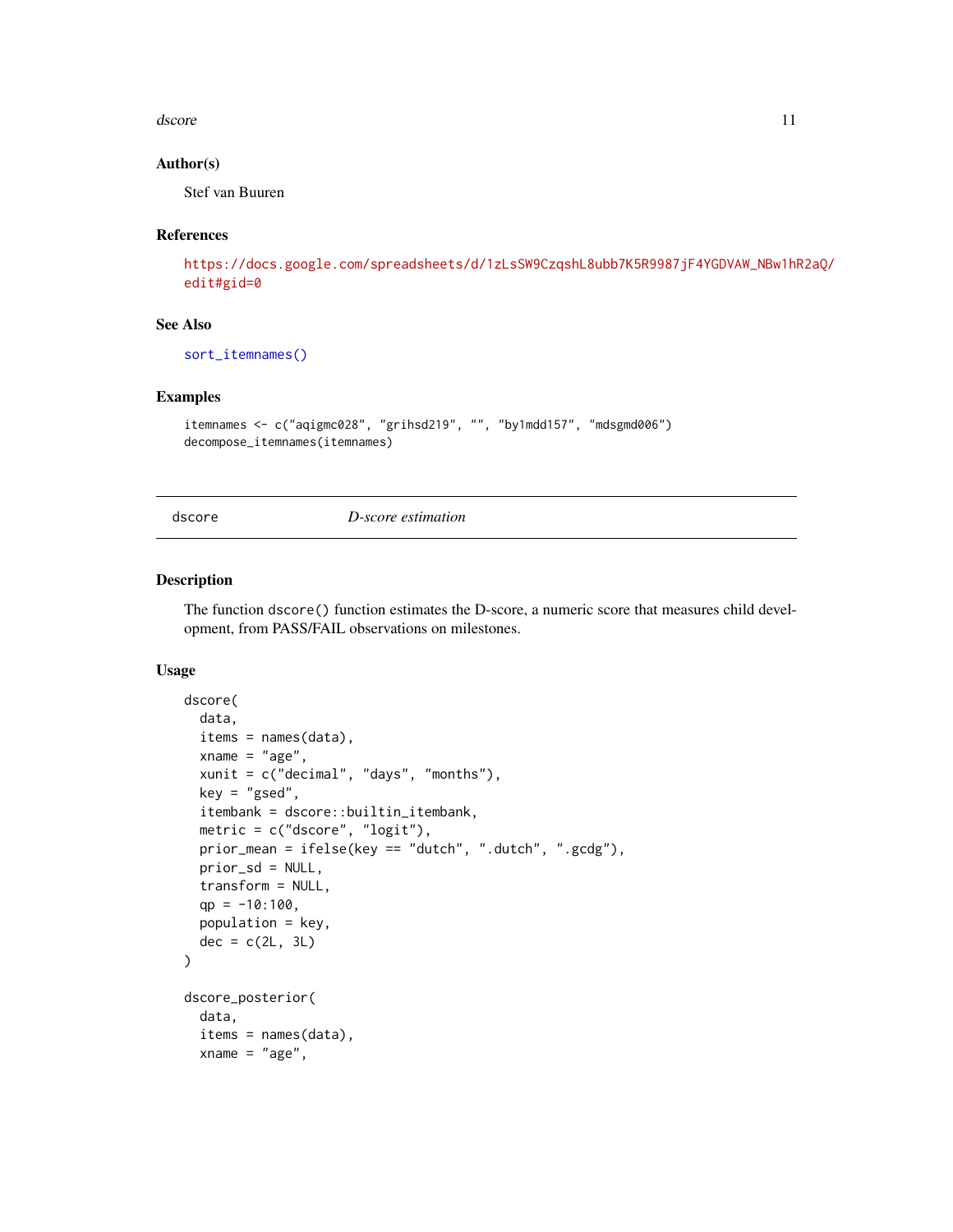### Author(s)

Stef van Buuren

### References

https://docs.google.com/spreadsheets/d/1zLsSW9CzqshL8ubb7K5R9987jF4YGDVAW_NBw1hR2aQ/edit#gid=0

### See Also

sort_itemnames()

### Examples

```
itemnames <- c("aqigmc028", "grihsd219", "", "by1mdd157", "mdsgmd006")
decompose_itemnames(itemnames)
```

---

## dscore — *D-score estimation*

---

### Description

The function `dscore()` function estimates the D-score, a numeric score that measures child development, from PASS/FAIL observations on milestones.

### Usage

```
dscore(
  data,
  items = names(data),
  xname = "age",
  xunit = c("decimal", "days", "months"),
  key = "gsed",
  itembank = dscore::builtin_itembank,
  metric = c("dscore", "logit"),
  prior_mean = ifelse(key == "dutch", ".dutch", ".gcdg"),
  prior_sd = NULL,
  transform = NULL,
  qp = -10:100,
  population = key,
  dec = c(2L, 3L)
)

dscore_posterior(
  data,
  items = names(data),
  xname = "age",
```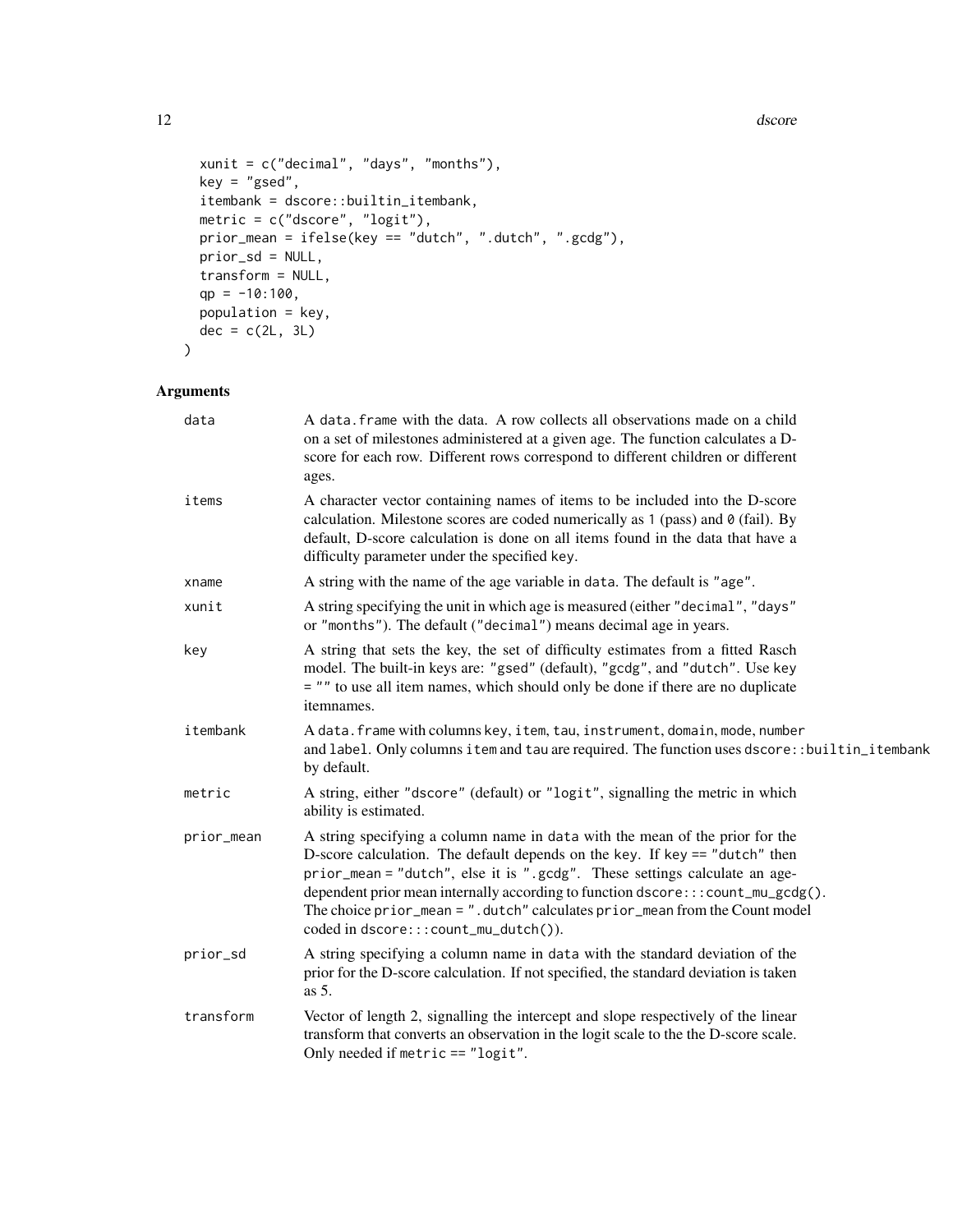```
  xunit = c("decimal", "days", "months"),
  key = "gsed",
  itembank = dscore::builtin_itembank,
  metric = c("dscore", "logit"),
  prior_mean = ifelse(key == "dutch", ".dutch", ".gcdg"),
  prior_sd = NULL,
  transform = NULL,
  qp = -10:100,
  population = key,
  dec = c(2L, 3L)
)
```

## Arguments

| | |
|---|---|
| data | A data.frame with the data. A row collects all observations made on a child on a set of milestones administered at a given age. The function calculates a D-score for each row. Different rows correspond to different children or different ages. |
| items | A character vector containing names of items to be included into the D-score calculation. Milestone scores are coded numerically as 1 (pass) and 0 (fail). By default, D-score calculation is done on all items found in the data that have a difficulty parameter under the specified key. |
| xname | A string with the name of the age variable in data. The default is "age". |
| xunit | A string specifying the unit in which age is measured (either "decimal", "days" or "months"). The default ("decimal") means decimal age in years. |
| key | A string that sets the key, the set of difficulty estimates from a fitted Rasch model. The built-in keys are: "gsed" (default), "gcdg", and "dutch". Use key = "" to use all item names, which should only be done if there are no duplicate itemnames. |
| itembank | A data.frame with columns key, item, tau, instrument, domain, mode, number and label. Only columns item and tau are required. The function uses dscore::builtin_itembank by default. |
| metric | A string, either "dscore" (default) or "logit", signalling the metric in which ability is estimated. |
| prior_mean | A string specifying a column name in data with the mean of the prior for the D-score calculation. The default depends on the key. If key == "dutch" then prior_mean = "dutch", else it is ".gcdg". These settings calculate an age-dependent prior mean internally according to function dscore:::count_mu_gcdg(). The choice prior_mean = ".dutch" calculates prior_mean from the Count model coded in dscore:::count_mu_dutch()). |
| prior_sd | A string specifying a column name in data with the standard deviation of the prior for the D-score calculation. If not specified, the standard deviation is taken as 5. |
| transform | Vector of length 2, signalling the intercept and slope respectively of the linear transform that converts an observation in the logit scale to the the D-score scale. Only needed if metric == "logit". |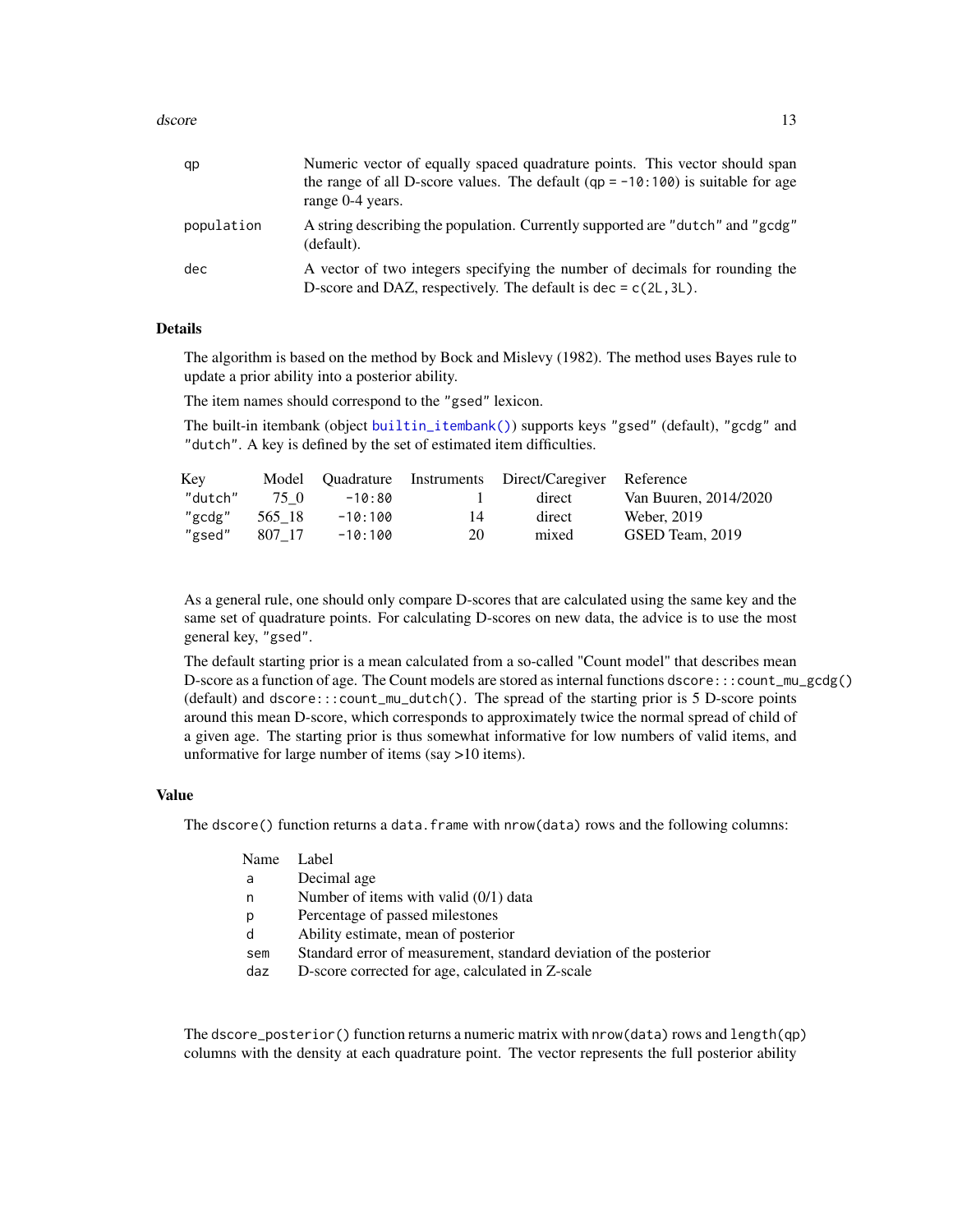| | |
|---|---|
| `qp` | Numeric vector of equally spaced quadrature points. This vector should span the range of all D-score values. The default (`qp = -10:100`) is suitable for age range 0-4 years. |
| `population` | A string describing the population. Currently supported are `"dutch"` and `"gcdg"` (default). |
| `dec` | A vector of two integers specifying the number of decimals for rounding the D-score and DAZ, respectively. The default is `dec = c(2L,3L)`. |

## Details

The algorithm is based on the method by Bock and Mislevy (1982). The method uses Bayes rule to update a prior ability into a posterior ability.

The item names should correspond to the `"gsed"` lexicon.

The built-in itembank (object `builtin_itembank()`) supports keys `"gsed"` (default), `"gcdg"` and `"dutch"`. A key is defined by the set of estimated item difficulties.

| Key | Model | Quadrature | Instruments | Direct/Caregiver | Reference |
|---|---|---|---|---|---|
| `"dutch"` | 75_0 | `-10:80` | 1 | direct | Van Buuren, 2014/2020 |
| `"gcdg"` | 565_18 | `-10:100` | 14 | direct | Weber, 2019 |
| `"gsed"` | 807_17 | `-10:100` | 20 | mixed | GSED Team, 2019 |

As a general rule, one should only compare D-scores that are calculated using the same key and the same set of quadrature points. For calculating D-scores on new data, the advice is to use the most general key, `"gsed"`.

The default starting prior is a mean calculated from a so-called "Count model" that describes mean D-score as a function of age. The Count models are stored as internal functions `dscore:::count_mu_gcdg()` (default) and `dscore:::count_mu_dutch()`. The spread of the starting prior is 5 D-score points around this mean D-score, which corresponds to approximately twice the normal spread of child of a given age. The starting prior is thus somewhat informative for low numbers of valid items, and unformative for large number of items (say >10 items).

## Value

The `dscore()` function returns a `data.frame` with `nrow(data)` rows and the following columns:

| Name | Label |
|---|---|
| `a` | Decimal age |
| `n` | Number of items with valid (0/1) data |
| `p` | Percentage of passed milestones |
| `d` | Ability estimate, mean of posterior |
| `sem` | Standard error of measurement, standard deviation of the posterior |
| `daz` | D-score corrected for age, calculated in Z-scale |

The `dscore_posterior()` function returns a numeric matrix with `nrow(data)` rows and `length(qp)` columns with the density at each quadrature point. The vector represents the full posterior ability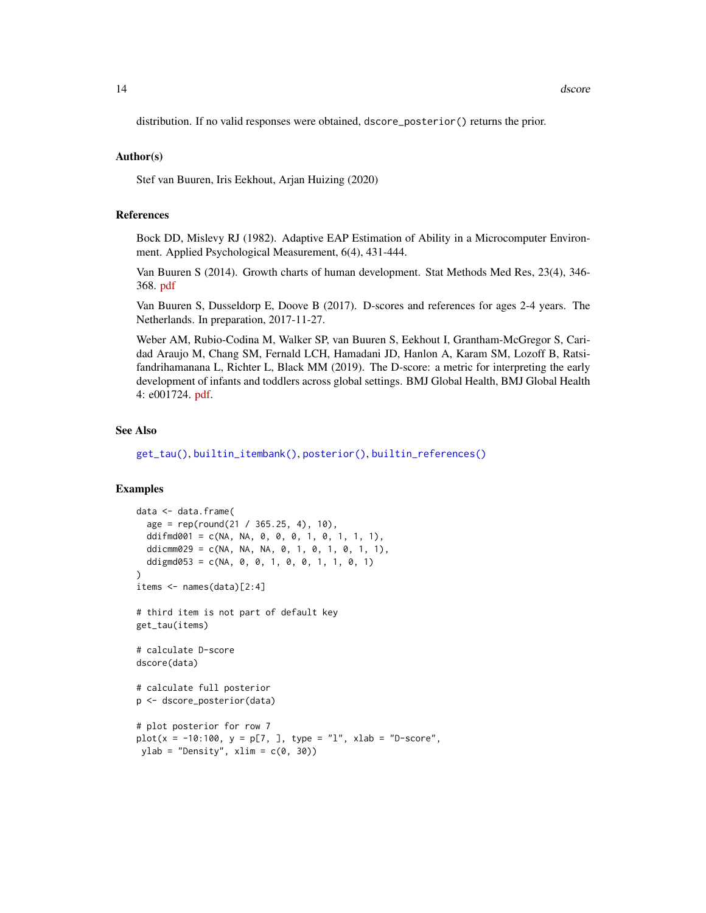distribution. If no valid responses were obtained, `dscore_posterior()` returns the prior.

### Author(s)

Stef van Buuren, Iris Eekhout, Arjan Huizing (2020)

### References

Bock DD, Mislevy RJ (1982). Adaptive EAP Estimation of Ability in a Microcomputer Environment. Applied Psychological Measurement, 6(4), 431-444.

Van Buuren S (2014). Growth charts of human development. Stat Methods Med Res, 23(4), 346-368. pdf

Van Buuren S, Dusseldorp E, Doove B (2017). D-scores and references for ages 2-4 years. The Netherlands. In preparation, 2017-11-27.

Weber AM, Rubio-Codina M, Walker SP, van Buuren S, Eekhout I, Grantham-McGregor S, Caridad Araujo M, Chang SM, Fernald LCH, Hamadani JD, Hanlon A, Karam SM, Lozoff B, Ratsifandrihamanana L, Richter L, Black MM (2019). The D-score: a metric for interpreting the early development of infants and toddlers across global settings. BMJ Global Health, BMJ Global Health 4: e001724. pdf.

### See Also

`get_tau()`, `builtin_itembank()`, `posterior()`, `builtin_references()`

### Examples

```
data <- data.frame(
  age = rep(round(21 / 365.25, 4), 10),
  ddifmd001 = c(NA, NA, 0, 0, 0, 1, 0, 1, 1, 1),
  ddicmm029 = c(NA, NA, NA, 0, 1, 0, 1, 0, 1, 1),
  ddigmd053 = c(NA, 0, 0, 1, 0, 0, 1, 1, 0, 1)
)
items <- names(data)[2:4]

# third item is not part of default key
get_tau(items)

# calculate D-score
dscore(data)

# calculate full posterior
p <- dscore_posterior(data)

# plot posterior for row 7
plot(x = -10:100, y = p[7, ], type = "l", xlab = "D-score",
 ylab = "Density", xlim = c(0, 30))
```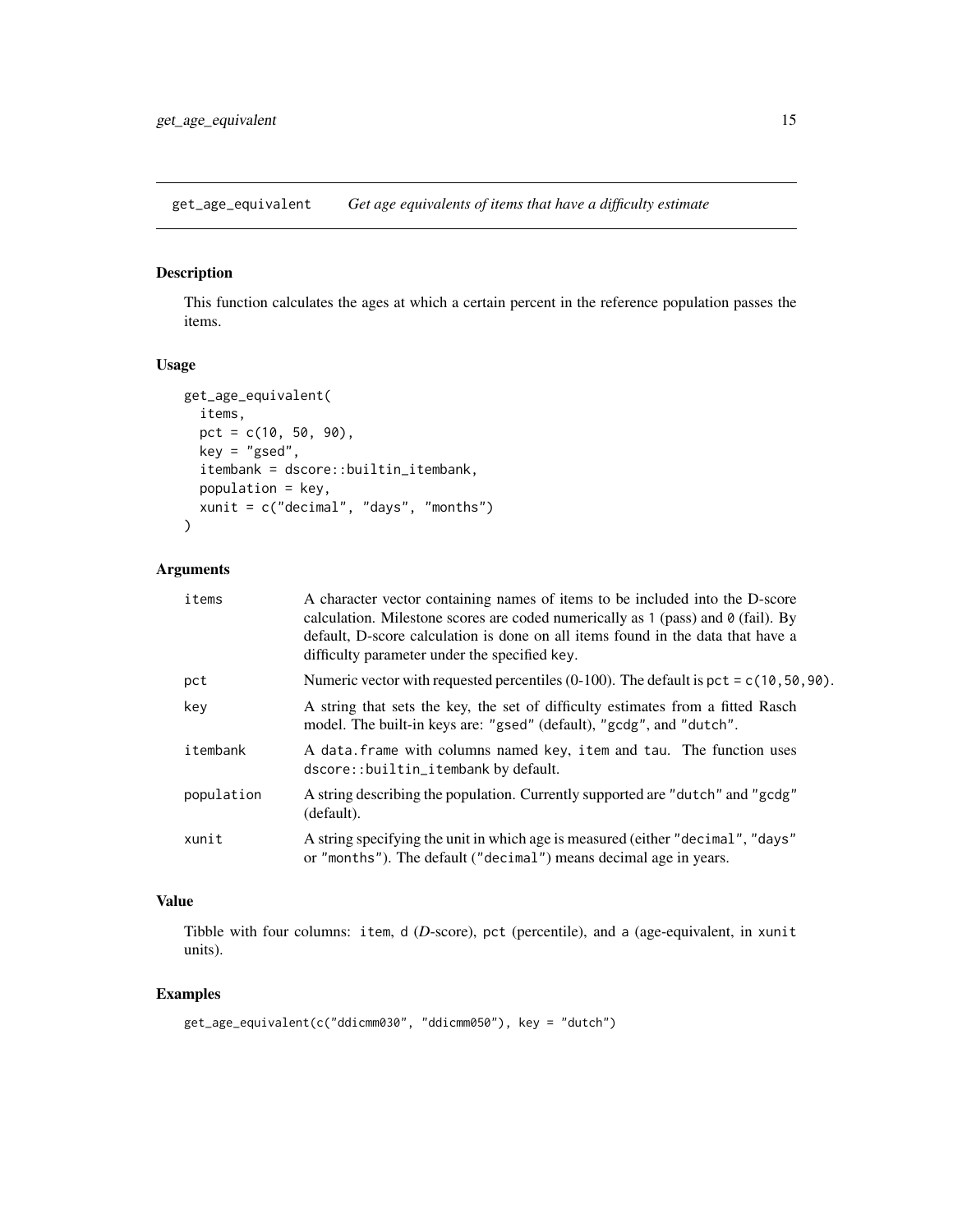## get_age_equivalent — *Get age equivalents of items that have a difficulty estimate*

### Description

This function calculates the ages at which a certain percent in the reference population passes the items.

### Usage

```
get_age_equivalent(
  items,
  pct = c(10, 50, 90),
  key = "gsed",
  itembank = dscore::builtin_itembank,
  population = key,
  xunit = c("decimal", "days", "months")
)
```

### Arguments

| | |
|---|---|
| `items` | A character vector containing names of items to be included into the D-score calculation. Milestone scores are coded numerically as `1` (pass) and `0` (fail). By default, D-score calculation is done on all items found in the data that have a difficulty parameter under the specified `key`. |
| `pct` | Numeric vector with requested percentiles (0-100). The default is `pct = c(10,50,90)`. |
| `key` | A string that sets the key, the set of difficulty estimates from a fitted Rasch model. The built-in keys are: `"gsed"` (default), `"gcdg"`, and `"dutch"`. |
| `itembank` | A `data.frame` with columns named `key`, `item` and `tau`. The function uses `dscore::builtin_itembank` by default. |
| `population` | A string describing the population. Currently supported are `"dutch"` and `"gcdg"` (default). |
| `xunit` | A string specifying the unit in which age is measured (either `"decimal"`, `"days"` or `"months"`). The default (`"decimal"`) means decimal age in years. |

### Value

Tibble with four columns: `item`, `d` (*D*-score), `pct` (percentile), and `a` (age-equivalent, in `xunit` units).

### Examples

```
get_age_equivalent(c("ddicmm030", "ddicmm050"), key = "dutch")
```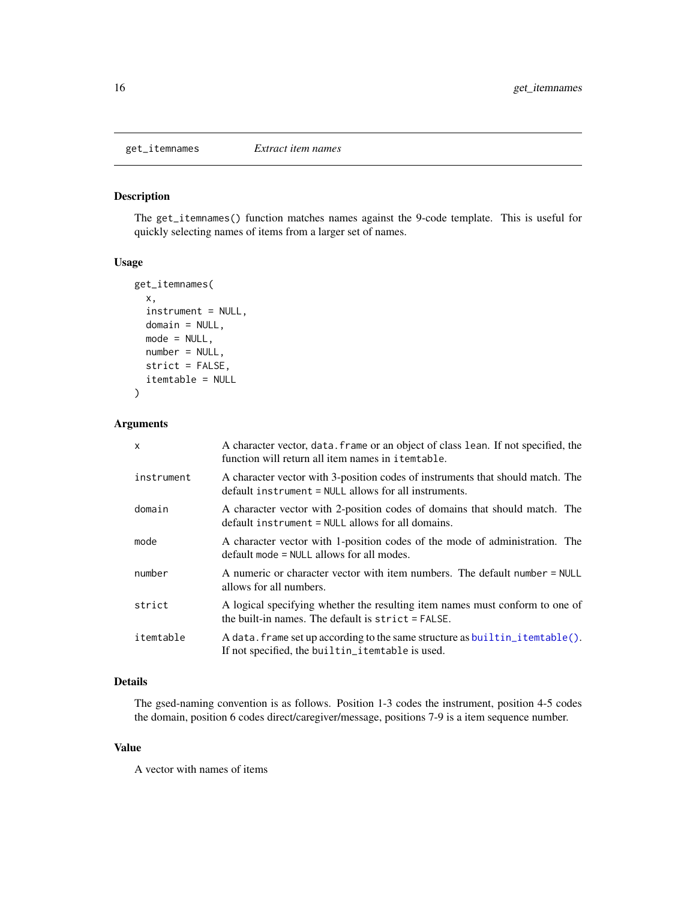## get_itemnames *Extract item names*

### Description

The `get_itemnames()` function matches names against the 9-code template. This is useful for quickly selecting names of items from a larger set of names.

### Usage

```
get_itemnames(
  x,
  instrument = NULL,
  domain = NULL,
  mode = NULL,
  number = NULL,
  strict = FALSE,
  itemtable = NULL
)
```

### Arguments

| | |
|---|---|
| `x` | A character vector, `data.frame` or an object of class `lean`. If not specified, the function will return all item names in `itemtable`. |
| `instrument` | A character vector with 3-position codes of instruments that should match. The default `instrument = NULL` allows for all instruments. |
| `domain` | A character vector with 2-position codes of domains that should match. The default `instrument = NULL` allows for all domains. |
| `mode` | A character vector with 1-position codes of the mode of administration. The default `mode = NULL` allows for all modes. |
| `number` | A numeric or character vector with item numbers. The default `number = NULL` allows for all numbers. |
| `strict` | A logical specifying whether the resulting item names must conform to one of the built-in names. The default is `strict = FALSE`. |
| `itemtable` | A `data.frame` set up according to the same structure as `builtin_itemtable()`. If not specified, the `builtin_itemtable` is used. |

### Details

The gsed-naming convention is as follows. Position 1-3 codes the instrument, position 4-5 codes the domain, position 6 codes direct/caregiver/message, positions 7-9 is a item sequence number.

### Value

A vector with names of items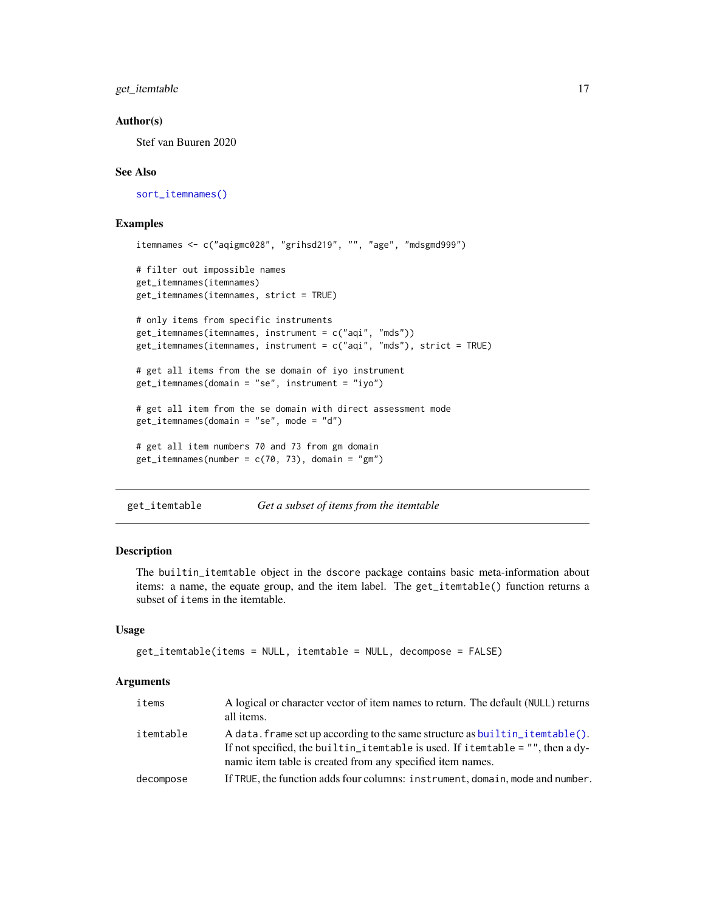### Author(s)

Stef van Buuren 2020

### See Also

sort_itemnames()

### Examples

```
itemnames <- c("aqigmc028", "grihsd219", "", "age", "mdsgmd999")

# filter out impossible names
get_itemnames(itemnames)
get_itemnames(itemnames, strict = TRUE)

# only items from specific instruments
get_itemnames(itemnames, instrument = c("aqi", "mds"))
get_itemnames(itemnames, instrument = c("aqi", "mds"), strict = TRUE)

# get all items from the se domain of iyo instrument
get_itemnames(domain = "se", instrument = "iyo")

# get all item from the se domain with direct assessment mode
get_itemnames(domain = "se", mode = "d")

# get all item numbers 70 and 73 from gm domain
get_itemnames(number = c(70, 73), domain = "gm")
```

---

## get_itemtable — *Get a subset of items from the itemtable*

---

### Description

The `builtin_itemtable` object in the `dscore` package contains basic meta-information about items: a name, the equate group, and the item label. The `get_itemtable()` function returns a subset of `items` in the itemtable.

### Usage

```
get_itemtable(items = NULL, itemtable = NULL, decompose = FALSE)
```

### Arguments

| | |
|---|---|
| items | A logical or character vector of item names to return. The default (NULL) returns all items. |
| itemtable | A data.frame set up according to the same structure as builtin_itemtable(). If not specified, the builtin_itemtable is used. If itemtable = "", then a dynamic item table is created from any specified item names. |
| decompose | If TRUE, the function adds four columns: instrument, domain, mode and number. |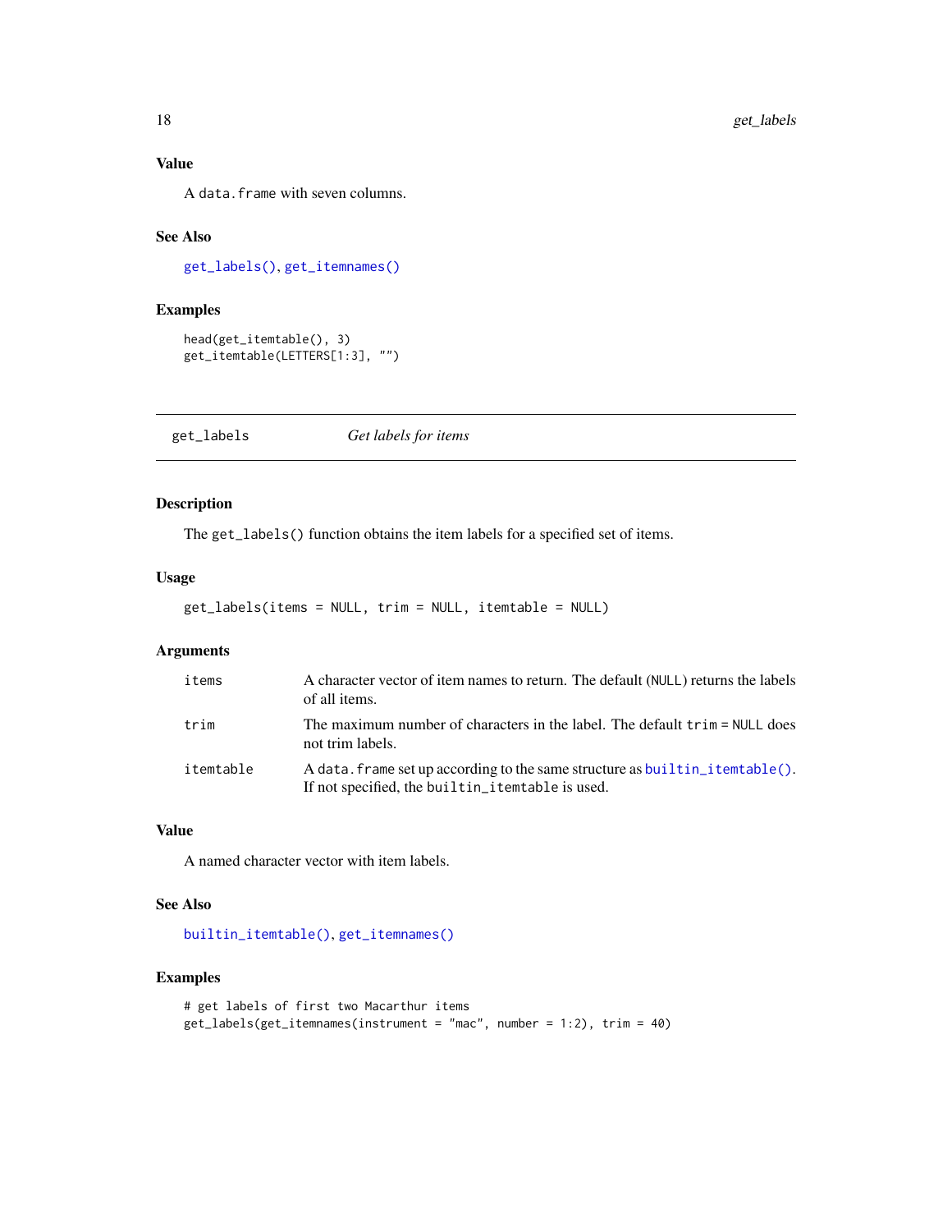### Value

A `data.frame` with seven columns.

### See Also

`get_labels()`, `get_itemnames()`

### Examples

```
head(get_itemtable(), 3)
get_itemtable(LETTERS[1:3], "")
```

---

## get_labels        *Get labels for items*

---

### Description

The `get_labels()` function obtains the item labels for a specified set of items.

### Usage

```
get_labels(items = NULL, trim = NULL, itemtable = NULL)
```

### Arguments

| | |
|---|---|
| `items` | A character vector of item names to return. The default (`NULL`) returns the labels of all items. |
| `trim` | The maximum number of characters in the label. The default `trim = NULL` does not trim labels. |
| `itemtable` | A `data.frame` set up according to the same structure as `builtin_itemtable()`. If not specified, the `builtin_itemtable` is used. |

### Value

A named character vector with item labels.

### See Also

`builtin_itemtable()`, `get_itemnames()`

### Examples

```
# get labels of first two Macarthur items
get_labels(get_itemnames(instrument = "mac", number = 1:2), trim = 40)
```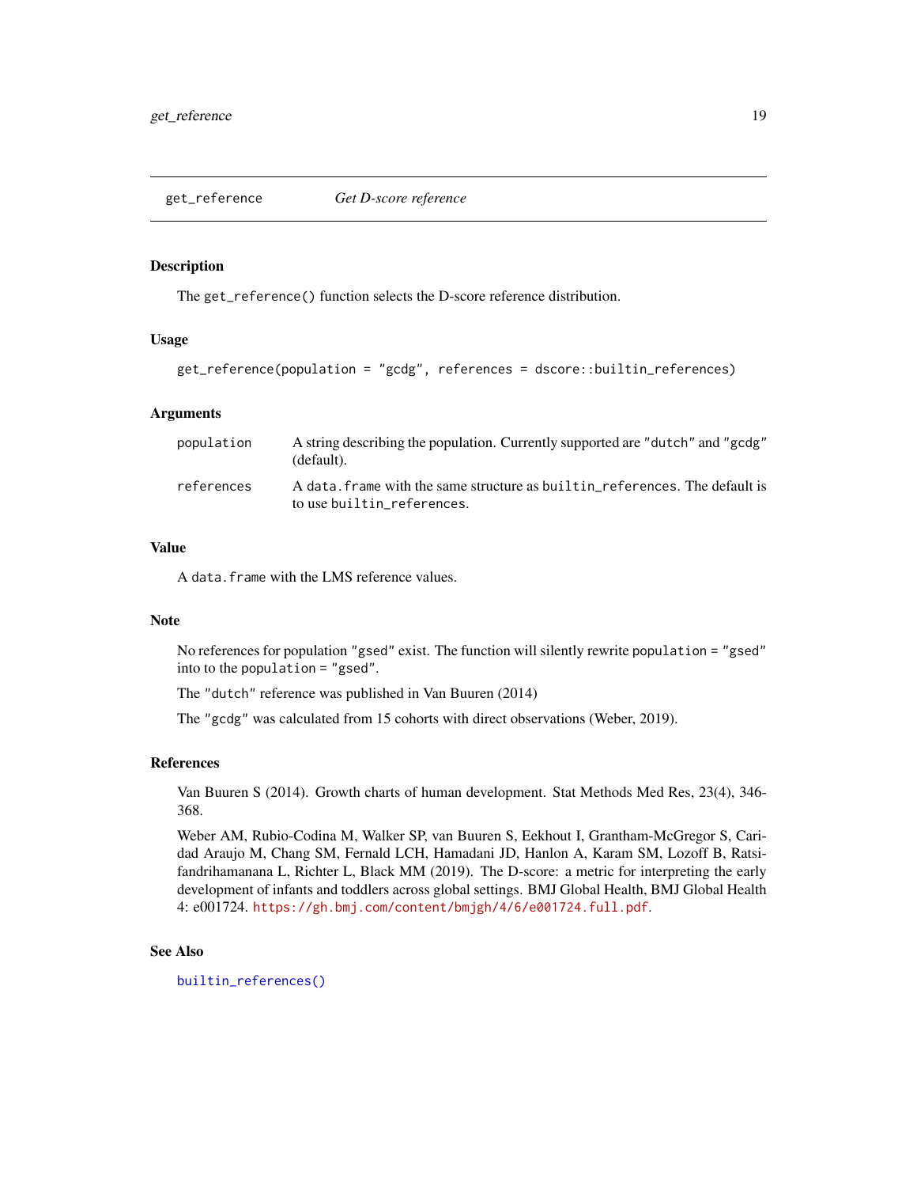## get_reference *Get D-score reference*

### Description

The `get_reference()` function selects the D-score reference distribution.

### Usage

```
get_reference(population = "gcdg", references = dscore::builtin_references)
```

### Arguments

| | |
|---|---|
| `population` | A string describing the population. Currently supported are `"dutch"` and `"gcdg"` (default). |
| `references` | A `data.frame` with the same structure as `builtin_references`. The default is to use `builtin_references`. |

### Value

A `data.frame` with the LMS reference values.

### Note

No references for population `"gsed"` exist. The function will silently rewrite `population = "gsed"` into to the `population = "gsed"`.

The `"dutch"` reference was published in Van Buuren (2014)

The `"gcdg"` was calculated from 15 cohorts with direct observations (Weber, 2019).

### References

Van Buuren S (2014). Growth charts of human development. Stat Methods Med Res, 23(4), 346-368.

Weber AM, Rubio-Codina M, Walker SP, van Buuren S, Eekhout I, Grantham-McGregor S, Caridad Araujo M, Chang SM, Fernald LCH, Hamadani JD, Hanlon A, Karam SM, Lozoff B, Ratsifandrihamanana L, Richter L, Black MM (2019). The D-score: a metric for interpreting the early development of infants and toddlers across global settings. BMJ Global Health, BMJ Global Health 4: e001724. https://gh.bmj.com/content/bmjgh/4/6/e001724.full.pdf.

### See Also

`builtin_references()`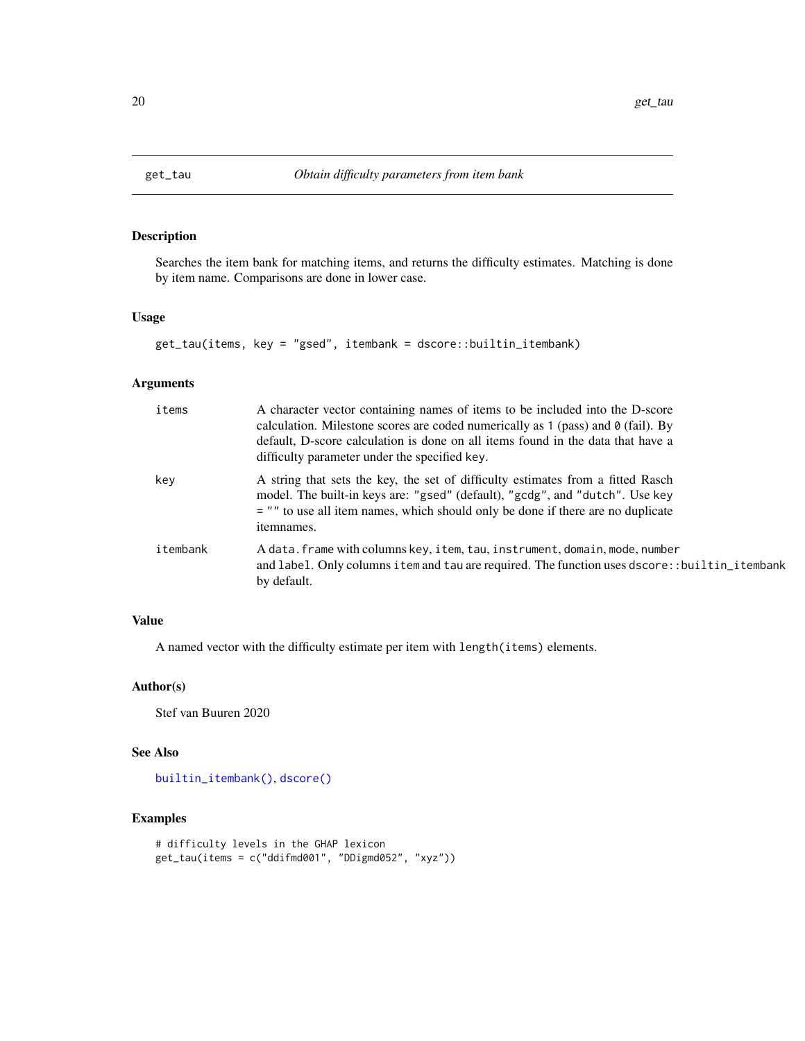## get_tau    *Obtain difficulty parameters from item bank*

### Description

Searches the item bank for matching items, and returns the difficulty estimates. Matching is done by item name. Comparisons are done in lower case.

### Usage

```
get_tau(items, key = "gsed", itembank = dscore::builtin_itembank)
```

### Arguments

| | |
|---|---|
| `items` | A character vector containing names of items to be included into the D-score calculation. Milestone scores are coded numerically as `1` (pass) and `0` (fail). By default, D-score calculation is done on all items found in the data that have a difficulty parameter under the specified `key`. |
| `key` | A string that sets the key, the set of difficulty estimates from a fitted Rasch model. The built-in keys are: `"gsed"` (default), `"gcdg"`, and `"dutch"`. Use `key = ""` to use all item names, which should only be done if there are no duplicate itemnames. |
| `itembank` | A `data.frame` with columns `key`, `item`, `tau`, `instrument`, `domain`, `mode`, `number` and `label`. Only columns `item` and `tau` are required. The function uses `dscore::builtin_itembank` by default. |

### Value

A named vector with the difficulty estimate per item with `length(items)` elements.

### Author(s)

Stef van Buuren 2020

### See Also

`builtin_itembank()`, `dscore()`

### Examples

```
# difficulty levels in the GHAP lexicon
get_tau(items = c("ddifmd001", "DDigmd052", "xyz"))
```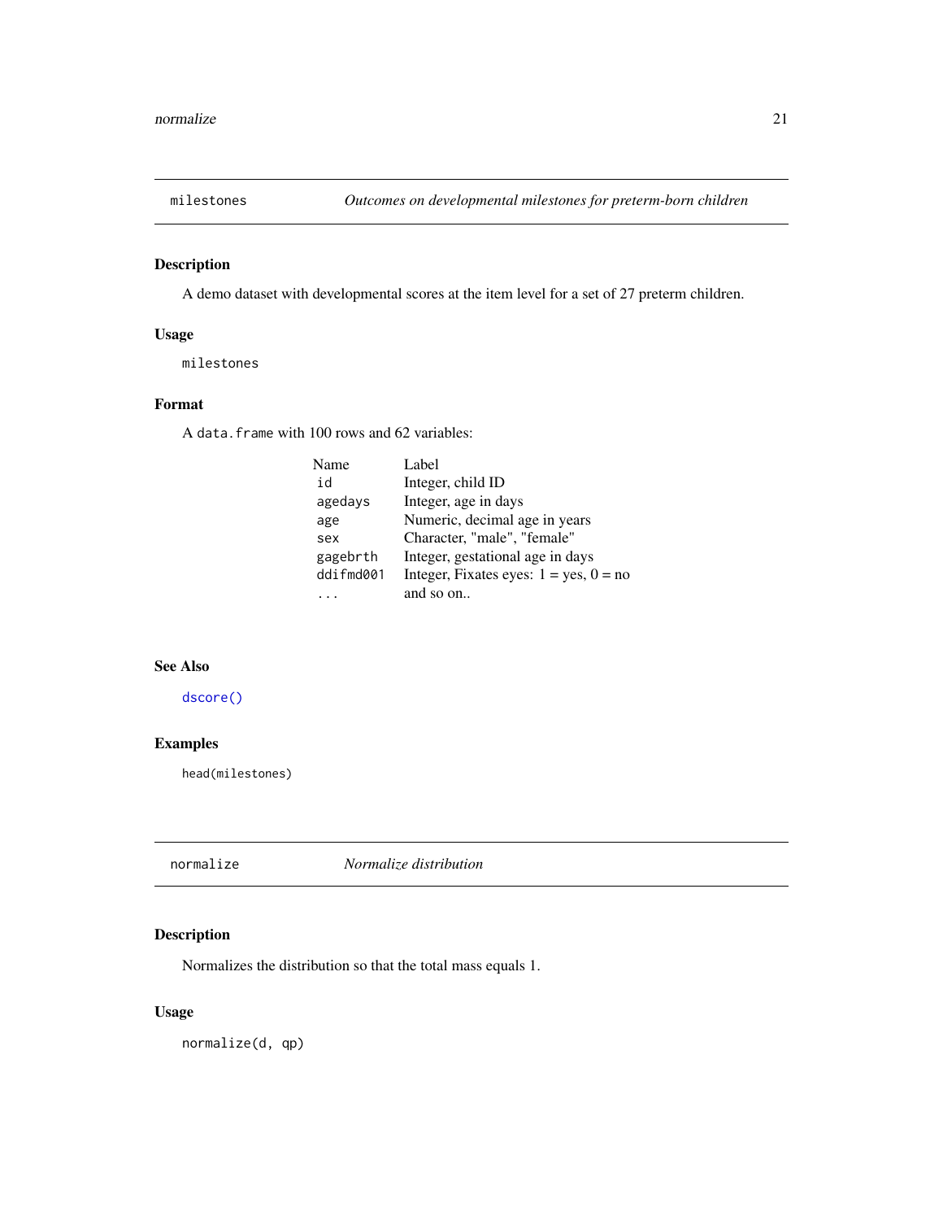## milestones *Outcomes on developmental milestones for preterm-born children*

### Description

A demo dataset with developmental scores at the item level for a set of 27 preterm children.

### Usage

```
milestones
```

### Format

A `data.frame` with 100 rows and 62 variables:

| Name | Label |
|---|---|
| `id` | Integer, child ID |
| `agedays` | Integer, age in days |
| `age` | Numeric, decimal age in years |
| `sex` | Character, "male", "female" |
| `gagebrth` | Integer, gestational age in days |
| `ddifmd001` | Integer, Fixates eyes: 1 = yes, 0 = no |
| `...` | and so on.. |

### See Also

`dscore()`

### Examples

```
head(milestones)
```

## normalize *Normalize distribution*

### Description

Normalizes the distribution so that the total mass equals 1.

### Usage

```
normalize(d, qp)
```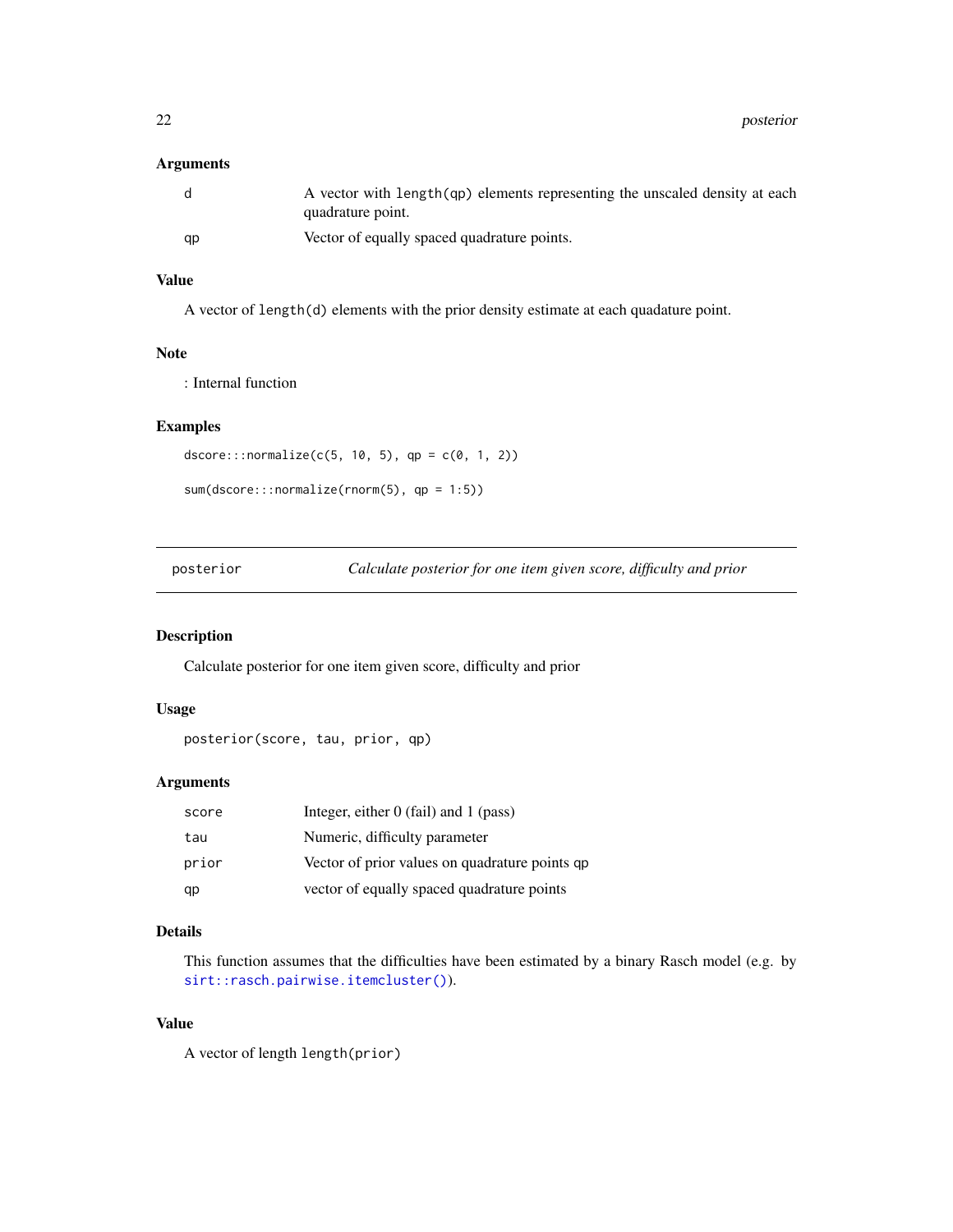### Arguments

| | |
|---|---|
| d | A vector with `length(qp)` elements representing the unscaled density at each quadrature point. |
| qp | Vector of equally spaced quadrature points. |

### Value

A vector of `length(d)` elements with the prior density estimate at each quadature point.

### Note

: Internal function

### Examples

```
dscore:::normalize(c(5, 10, 5), qp = c(0, 1, 2))

sum(dscore:::normalize(rnorm(5), qp = 1:5))
```

---

## posterior — *Calculate posterior for one item given score, difficulty and prior*

### Description

Calculate posterior for one item given score, difficulty and prior

### Usage

```
posterior(score, tau, prior, qp)
```

### Arguments

| | |
|---|---|
| score | Integer, either 0 (fail) and 1 (pass) |
| tau | Numeric, difficulty parameter |
| prior | Vector of prior values on quadrature points `qp` |
| qp | vector of equally spaced quadrature points |

### Details

This function assumes that the difficulties have been estimated by a binary Rasch model (e.g. by `sirt::rasch.pairwise.itemcluster()`).

### Value

A vector of length `length(prior)`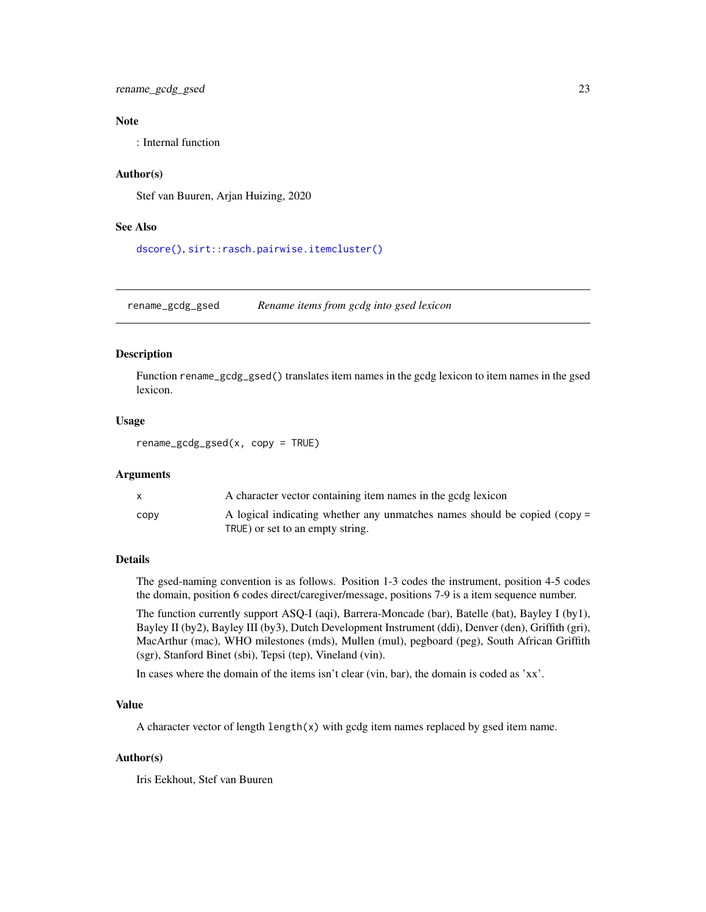### Note

: Internal function

### Author(s)

Stef van Buuren, Arjan Huizing, 2020

### See Also

dscore(), sirt::rasch.pairwise.itemcluster()

---

## rename_gcdg_gsed — *Rename items from gcdg into gsed lexicon*

### Description

Function `rename_gcdg_gsed()` translates item names in the gcdg lexicon to item names in the gsed lexicon.

### Usage

```
rename_gcdg_gsed(x, copy = TRUE)
```

### Arguments

| | |
|---|---|
| `x` | A character vector containing item names in the gcdg lexicon |
| `copy` | A logical indicating whether any unmatches names should be copied (`copy = TRUE`) or set to an empty string. |

### Details

The gsed-naming convention is as follows. Position 1-3 codes the instrument, position 4-5 codes the domain, position 6 codes direct/caregiver/message, positions 7-9 is a item sequence number.

The function currently support ASQ-I (aqi), Barrera-Moncade (bar), Batelle (bat), Bayley I (by1), Bayley II (by2), Bayley III (by3), Dutch Development Instrument (ddi), Denver (den), Griffith (gri), MacArthur (mac), WHO milestones (mds), Mullen (mul), pegboard (peg), South African Griffith (sgr), Stanford Binet (sbi), Tepsi (tep), Vineland (vin).

In cases where the domain of the items isn't clear (vin, bar), the domain is coded as 'xx'.

### Value

A character vector of length `length(x)` with gcdg item names replaced by gsed item name.

### Author(s)

Iris Eekhout, Stef van Buuren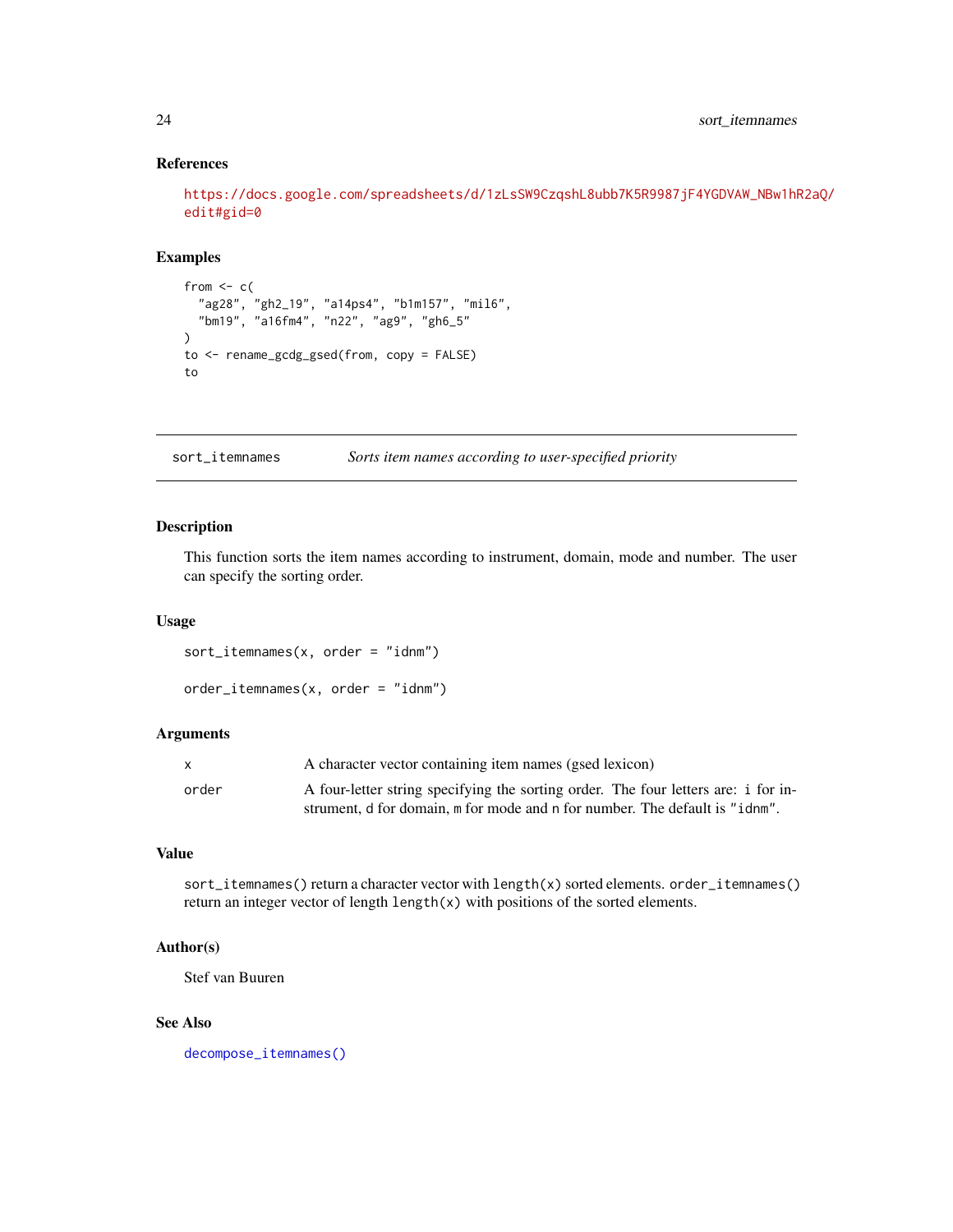### References

https://docs.google.com/spreadsheets/d/1zLsSW9CzqshL8ubb7K5R9987jF4YGDVAW_NBw1hR2aQ/edit#gid=0

### Examples

```
from <- c(
  "ag28", "gh2_19", "a14ps4", "b1m157", "mil6",
  "bm19", "a16fm4", "n22", "ag9", "gh6_5"
)
to <- rename_gcdg_gsed(from, copy = FALSE)
to
```

---

## sort_itemnames — *Sorts item names according to user-specified priority*

---

### Description

This function sorts the item names according to instrument, domain, mode and number. The user can specify the sorting order.

### Usage

```
sort_itemnames(x, order = "idnm")

order_itemnames(x, order = "idnm")
```

### Arguments

| | |
|---|---|
| `x` | A character vector containing item names (gsed lexicon) |
| `order` | A four-letter string specifying the sorting order. The four letters are: `i` for instrument, `d` for domain, `m` for mode and `n` for number. The default is `"idnm"`. |

### Value

`sort_itemnames()` return a character vector with `length(x)` sorted elements. `order_itemnames()` return an integer vector of length `length(x)` with positions of the sorted elements.

### Author(s)

Stef van Buuren

### See Also

`decompose_itemnames()`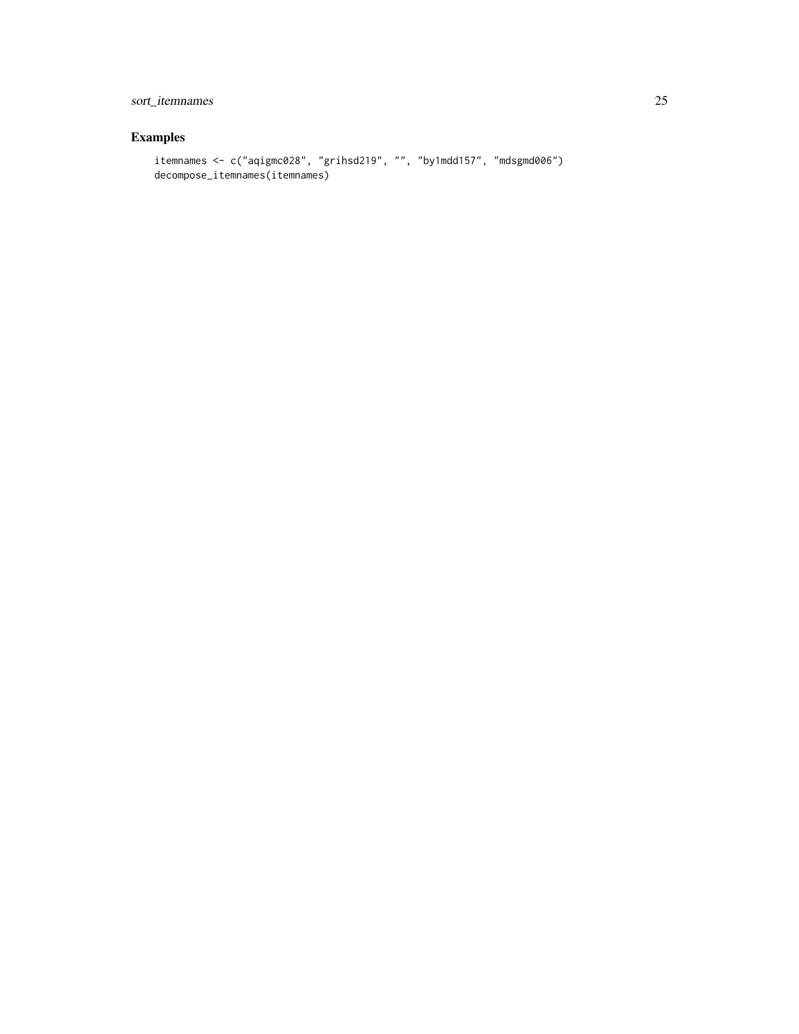## Examples

```
itemnames <- c("aqigmc028", "grihsd219", "", "by1mdd157", "mdsgmd006")
decompose_itemnames(itemnames)
```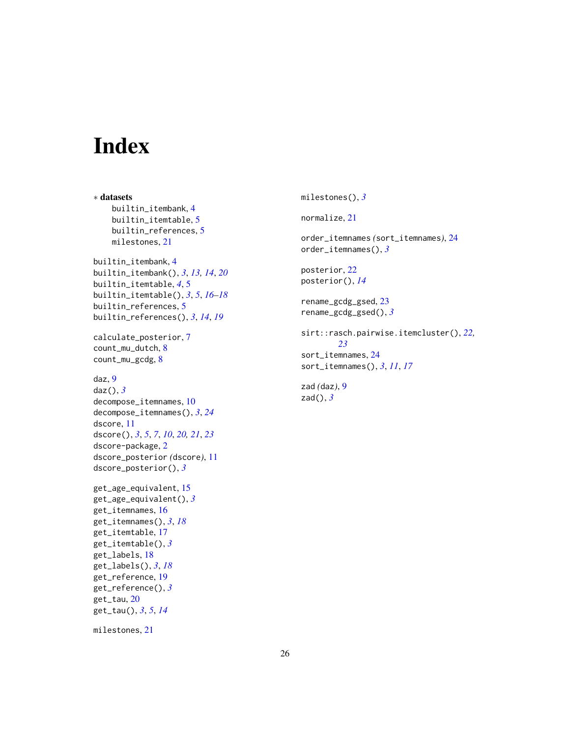# Index

∗ **datasets**

builtin_itembank, 4
builtin_itemtable, 5
builtin_references, 5
milestones, 21

builtin_itembank, 4
builtin_itembank(), *3*, *13, 14*, *20*
builtin_itemtable, *4*, 5
builtin_itemtable(), *3*, *5*, *16–18*
builtin_references, 5
builtin_references(), *3*, *14*, *19*

calculate_posterior, 7
count_mu_dutch, 8
count_mu_gcdg, 8

daz, 9
daz(), *3*
decompose_itemnames, 10
decompose_itemnames(), *3*, *24*
dscore, 11
dscore(), *3*, *5*, *7*, *10*, *20, 21*, *23*
dscore-package, 2
dscore_posterior *(*dscore*)*, 11
dscore_posterior(), *3*

get_age_equivalent, 15
get_age_equivalent(), *3*
get_itemnames, 16
get_itemnames(), *3*, *18*
get_itemtable, 17
get_itemtable(), *3*
get_labels, 18
get_labels(), *3*, *18*
get_reference, 19
get_reference(), *3*
get_tau, 20
get_tau(), *3*, *5*, *14*

milestones, 21
milestones(), *3*

normalize, 21

order_itemnames *(*sort_itemnames*)*, 24
order_itemnames(), *3*

posterior, 22
posterior(), *14*

rename_gcdg_gsed, 23
rename_gcdg_gsed(), *3*

sirt::rasch.pairwise.itemcluster(), *22, 23*
sort_itemnames, 24
sort_itemnames(), *3*, *11*, *17*

zad *(*daz*)*, 9
zad(), *3*